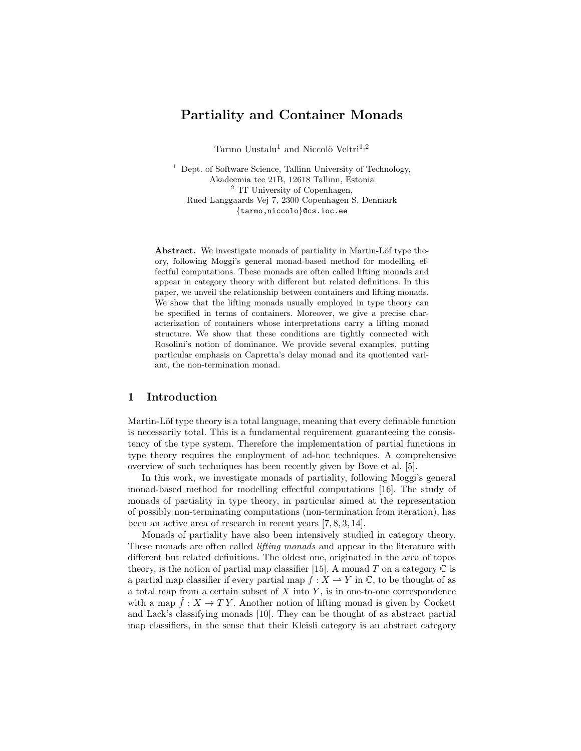# Partiality and Container Monads

Tarmo Uustalu[1] and Niccolò Veltri[1,2]

[1] Dept. of Software Science, Tallinn University of Technology, Akadeemia tee 21B, 12618 Tallinn, Estonia
[2] IT University of Copenhagen, Rued Langgaards Vej 7, 2300 Copenhagen S, Denmark
{tarmo,niccolo}@cs.ioc.ee

**Abstract.** We investigate monads of partiality in Martin-Löf type theory, following Moggi's general monad-based method for modelling effectful computations. These monads are often called lifting monads and appear in category theory with different but related definitions. In this paper, we unveil the relationship between containers and lifting monads. We show that the lifting monads usually employed in type theory can be specified in terms of containers. Moreover, we give a precise characterization of containers whose interpretations carry a lifting monad structure. We show that these conditions are tightly connected with Rosolini's notion of dominance. We provide several examples, putting particular emphasis on Capretta's delay monad and its quotiented variant, the non-termination monad.

## 1 Introduction

Martin-Löf type theory is a total language, meaning that every definable function is necessarily total. This is a fundamental requirement guaranteeing the consistency of the type system. Therefore the implementation of partial functions in type theory requires the employment of ad-hoc techniques. A comprehensive overview of such techniques has been recently given by Bove et al. [5].

In this work, we investigate monads of partiality, following Moggi's general monad-based method for modelling effectful computations [16]. The study of monads of partiality in type theory, in particular aimed at the representation of possibly non-terminating computations (non-termination from iteration), has been an active area of research in recent years [7, 8, 3, 14].

Monads of partiality have also been intensively studied in category theory. These monads are often called *lifting monads* and appear in the literature with different but related definitions. The oldest one, originated in the area of topos theory, is the notion of partial map classifier [15]. A monad $T$ on a category $\mathbb{C}$ is a partial map classifier if every partial map $f : X \rightharpoonup Y$ in $\mathbb{C}$, to be thought of as a total map from a certain subset of $X$ into $Y$, is in one-to-one correspondence with a map $\hat{f} : X \to T\,Y$. Another notion of lifting monad is given by Cockett and Lack's classifying monads [10]. They can be thought of as abstract partial map classifiers, in the sense that their Kleisli category is an abstract category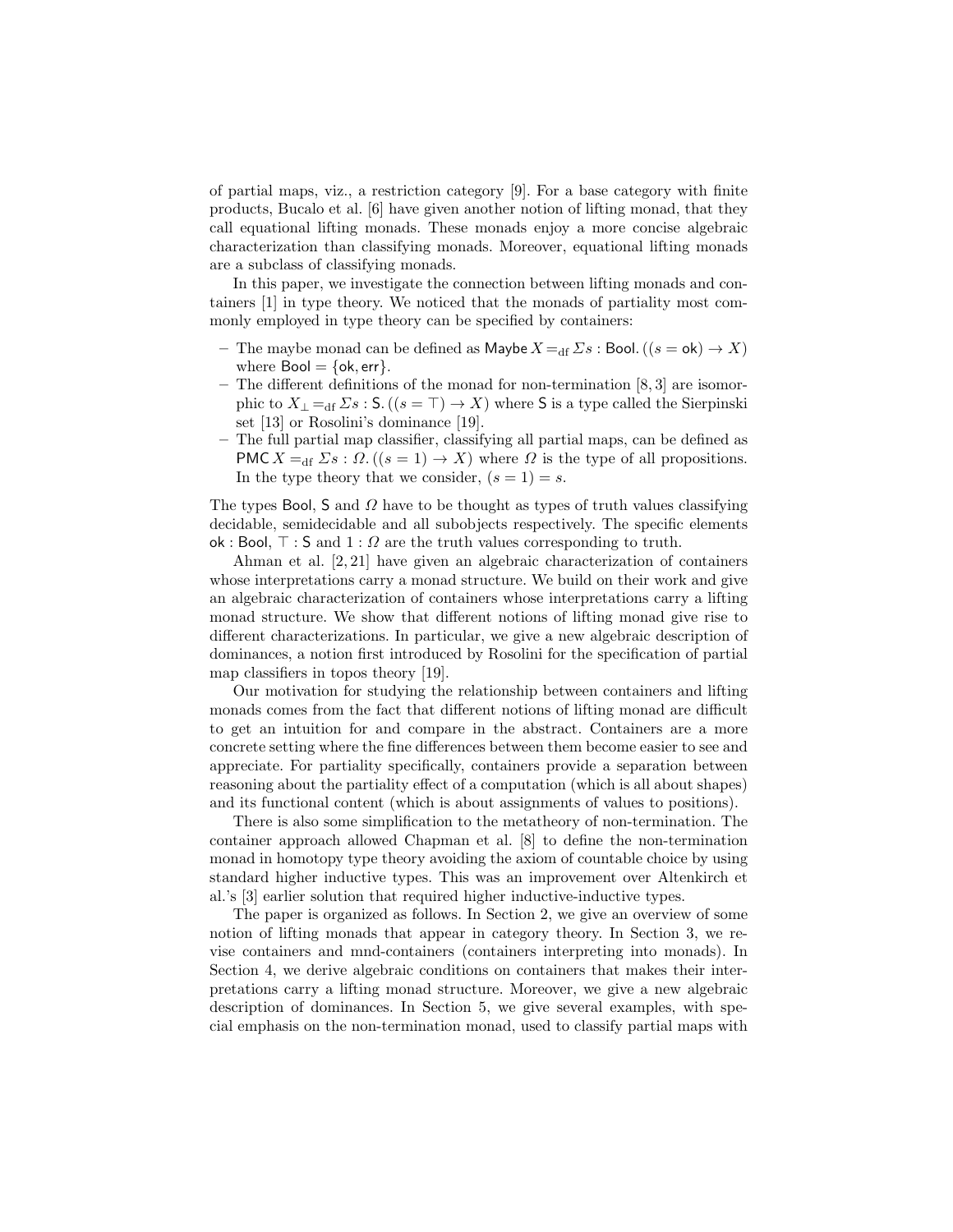of partial maps, viz., a restriction category [9]. For a base category with finite products, Bucalo et al. [6] have given another notion of lifting monad, that they call equational lifting monads. These monads enjoy a more concise algebraic characterization than classifying monads. Moreover, equational lifting monads are a subclass of classifying monads.

In this paper, we investigate the connection between lifting monads and containers [1] in type theory. We noticed that the monads of partiality most commonly employed in type theory can be specified by containers:

- The maybe monad can be defined as $\mathsf{Maybe}\, X =_{\mathrm{df}} \Sigma s : \mathsf{Bool}. ((s = \mathsf{ok}) \to X)$ where $\mathsf{Bool} = \{\mathsf{ok}, \mathsf{err}\}$.
- The different definitions of the monad for non-termination [8, 3] are isomorphic to $X_\bot =_{\mathrm{df}} \Sigma s : \mathsf{S}. ((s = \top) \to X)$ where $\mathsf{S}$ is a type called the Sierpinski set [13] or Rosolini's dominance [19].
- The full partial map classifier, classifying all partial maps, can be defined as $\mathsf{PMC}\, X =_{\mathrm{df}} \Sigma s : \Omega. ((s = 1) \to X)$ where $\Omega$ is the type of all propositions. In the type theory that we consider, $(s = 1) = s$.

The types $\mathsf{Bool}$, $\mathsf{S}$ and $\Omega$ have to be thought as types of truth values classifying decidable, semidecidable and all subobjects respectively. The specific elements $\mathsf{ok} : \mathsf{Bool}$, $\top : \mathsf{S}$ and $1 : \Omega$ are the truth values corresponding to truth.

Ahman et al. [2, 21] have given an algebraic characterization of containers whose interpretations carry a monad structure. We build on their work and give an algebraic characterization of containers whose interpretations carry a lifting monad structure. We show that different notions of lifting monad give rise to different characterizations. In particular, we give a new algebraic description of dominances, a notion first introduced by Rosolini for the specification of partial map classifiers in topos theory [19].

Our motivation for studying the relationship between containers and lifting monads comes from the fact that different notions of lifting monad are difficult to get an intuition for and compare in the abstract. Containers are a more concrete setting where the fine differences between them become easier to see and appreciate. For partiality specifically, containers provide a separation between reasoning about the partiality effect of a computation (which is all about shapes) and its functional content (which is about assignments of values to positions).

There is also some simplification to the metatheory of non-termination. The container approach allowed Chapman et al. [8] to define the non-termination monad in homotopy type theory avoiding the axiom of countable choice by using standard higher inductive types. This was an improvement over Altenkirch et al.'s [3] earlier solution that required higher inductive-inductive types.

The paper is organized as follows. In Section 2, we give an overview of some notion of lifting monads that appear in category theory. In Section 3, we revise containers and mnd-containers (containers interpreting into monads). In Section 4, we derive algebraic conditions on containers that makes their interpretations carry a lifting monad structure. Moreover, we give a new algebraic description of dominances. In Section 5, we give several examples, with special emphasis on the non-termination monad, used to classify partial maps with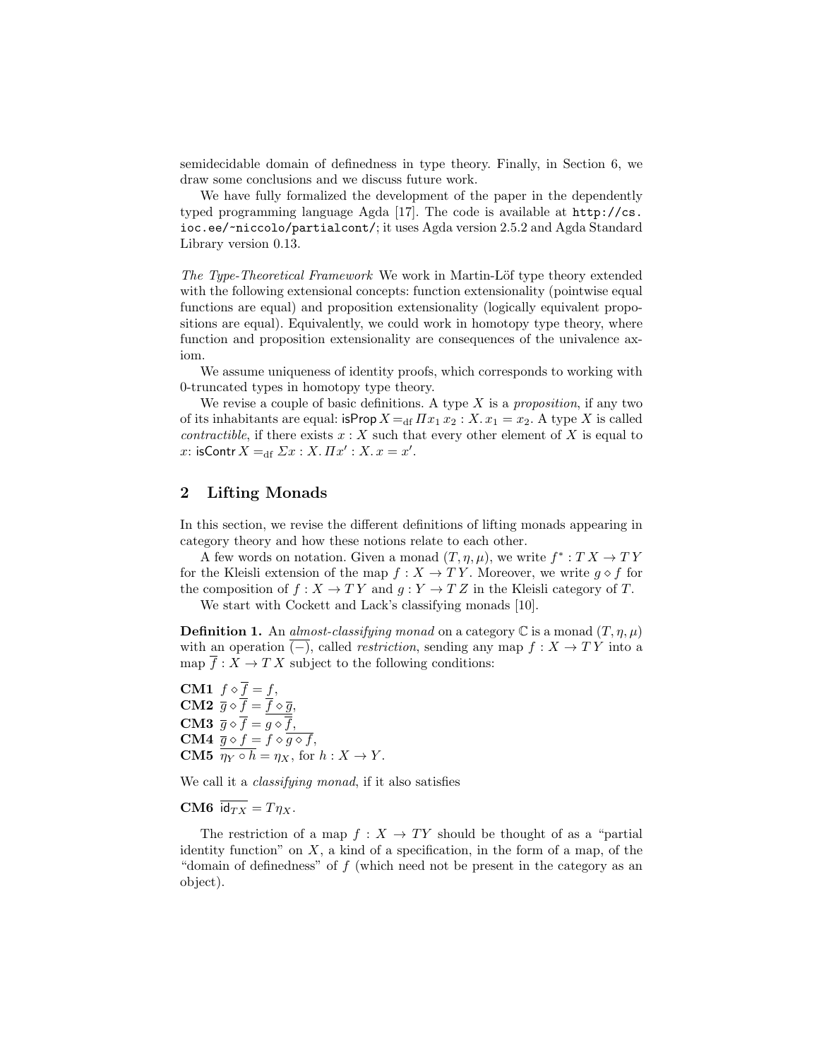semidecidable domain of definedness in type theory. Finally, in Section 6, we draw some conclusions and we discuss future work.

We have fully formalized the development of the paper in the dependently typed programming language Agda [17]. The code is available at http://cs.ioc.ee/~niccolo/partialcont/; it uses Agda version 2.5.2 and Agda Standard Library version 0.13.

*The Type-Theoretical Framework* We work in Martin-Löf type theory extended with the following extensional concepts: function extensionality (pointwise equal functions are equal) and proposition extensionality (logically equivalent propositions are equal). Equivalently, we could work in homotopy type theory, where function and proposition extensionality are consequences of the univalence axiom.

We assume uniqueness of identity proofs, which corresponds to working with 0-truncated types in homotopy type theory.

We revise a couple of basic definitions. A type $X$ is a *proposition*, if any two of its inhabitants are equal: $\mathsf{isProp}\, X =_{\mathrm{df}} \Pi x_1\, x_2 : X.\, x_1 = x_2$. A type $X$ is called *contractible*, if there exists $x : X$ such that every other element of $X$ is equal to $x$: $\mathsf{isContr}\, X =_{\mathrm{df}} \Sigma x : X.\, \Pi x' : X.\, x = x'$.

## 2 Lifting Monads

In this section, we revise the different definitions of lifting monads appearing in category theory and how these notions relate to each other.

A few words on notation. Given a monad $(T, \eta, \mu)$, we write $f^* : T\,X \to T\,Y$ for the Kleisli extension of the map $f : X \to T\,Y$. Moreover, we write $g \diamond f$ for the composition of $f : X \to T\,Y$ and $g : Y \to T\,Z$ in the Kleisli category of $T$.

We start with Cockett and Lack's classifying monads [10].

**Definition 1.** An *almost-classifying monad* on a category $\mathbb{C}$ is a monad $(T, \eta, \mu)$ with an operation $\overline{(-)}$, called *restriction*, sending any map $f : X \to T\,Y$ into a map $\overline{f} : X \to T\,X$ subject to the following conditions:

**CM1** $f \diamond \overline{f} = f$,
**CM2** $\overline{g} \diamond \overline{f} = \overline{f} \diamond \overline{g}$,
**CM3** $\overline{g \diamond \overline{f}} = \overline{g} \diamond \overline{f}$,
**CM4** $\overline{g} \diamond f = f \diamond \overline{g \diamond f}$,
**CM5** $\overline{\eta_Y \circ h} = \eta_X$, for $h : X \to Y$.

We call it a *classifying monad*, if it also satisfies

**CM6** $\overline{\mathsf{id}_{TX}} = T\eta_X$.

The restriction of a map $f : X \to TY$ should be thought of as a "partial identity function" on $X$, a kind of a specification, in the form of a map, of the "domain of definedness" of $f$ (which need not be present in the category as an object).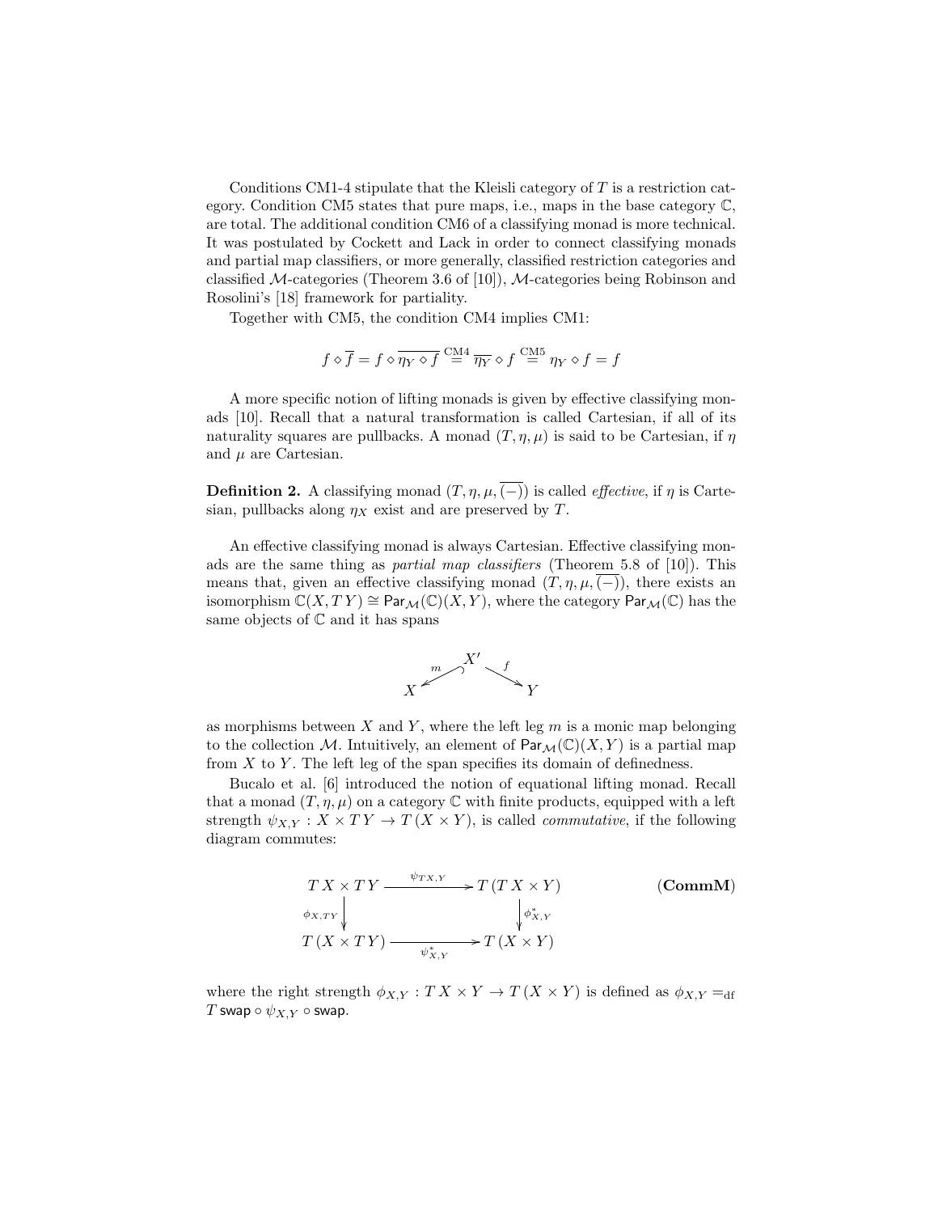Conditions CM1-4 stipulate that the Kleisli category of $T$ is a restriction category. Condition CM5 states that pure maps, i.e., maps in the base category $\mathbb{C}$, are total. The additional condition CM6 of a classifying monad is more technical. It was postulated by Cockett and Lack in order to connect classifying monads and partial map classifiers, or more generally, classified restriction categories and classified $\mathcal{M}$-categories (Theorem 3.6 of [10]), $\mathcal{M}$-categories being Robinson and Rosolini's [18] framework for partiality.

Together with CM5, the condition CM4 implies CM1:

$$f \diamond \overline{f} = f \diamond \overline{\eta_Y \diamond f} \overset{\text{CM4}}{=} \overline{\eta_Y} \diamond f \overset{\text{CM5}}{=} \eta_Y \diamond f = f$$

A more specific notion of lifting monads is given by effective classifying monads [10]. Recall that a natural transformation is called Cartesian, if all of its naturality squares are pullbacks. A monad $(T, \eta, \mu)$ is said to be Cartesian, if $\eta$ and $\mu$ are Cartesian.

**Definition 2.** A classifying monad $(T, \eta, \mu, \overline{(-)})$ is called *effective*, if $\eta$ is Cartesian, pullbacks along $\eta_X$ exist and are preserved by $T$.

An effective classifying monad is always Cartesian. Effective classifying monads are the same thing as *partial map classifiers* (Theorem 5.8 of [10]). This means that, given an effective classifying monad $(T, \eta, \mu, \overline{(-)})$, there exists an isomorphism $\mathbb{C}(X, T\,Y) \cong \mathsf{Par}_{\mathcal{M}}(\mathbb{C})(X, Y)$, where the category $\mathsf{Par}_{\mathcal{M}}(\mathbb{C})$ has the same objects of $\mathbb{C}$ and it has spans

$$X \xleftarrow{\;m\;} X' \xrightarrow{\;f\;} Y$$

as morphisms between $X$ and $Y$, where the left leg $m$ is a monic map belonging to the collection $\mathcal{M}$. Intuitively, an element of $\mathsf{Par}_{\mathcal{M}}(\mathbb{C})(X, Y)$ is a partial map from $X$ to $Y$. The left leg of the span specifies its domain of definedness.

Bucalo et al. [6] introduced the notion of equational lifting monad. Recall that a monad $(T, \eta, \mu)$ on a category $\mathbb{C}$ with finite products, equipped with a left strength $\psi_{X,Y} : X \times T\,Y \to T\,(X \times Y)$, is called *commutative*, if the following diagram commutes:

$$\begin{array}{ccc}
T\,X \times T\,Y & \xrightarrow{\;\psi_{T\,X,Y}\;} & T\,(T\,X \times Y) \\
{\scriptstyle \phi_{X,T\,Y}}\downarrow & & \downarrow{\scriptstyle \phi^*_{X,Y}} \\
T\,(X \times T\,Y) & \xrightarrow[\;\psi^*_{X,Y}\;]{} & T\,(X \times Y)
\end{array} \qquad \textbf{(CommM)}$$

where the right strength $\phi_{X,Y} : T\,X \times Y \to T\,(X \times Y)$ is defined as $\phi_{X,Y} =_{\text{df}} T\,\mathsf{swap} \circ \psi_{X,Y} \circ \mathsf{swap}$.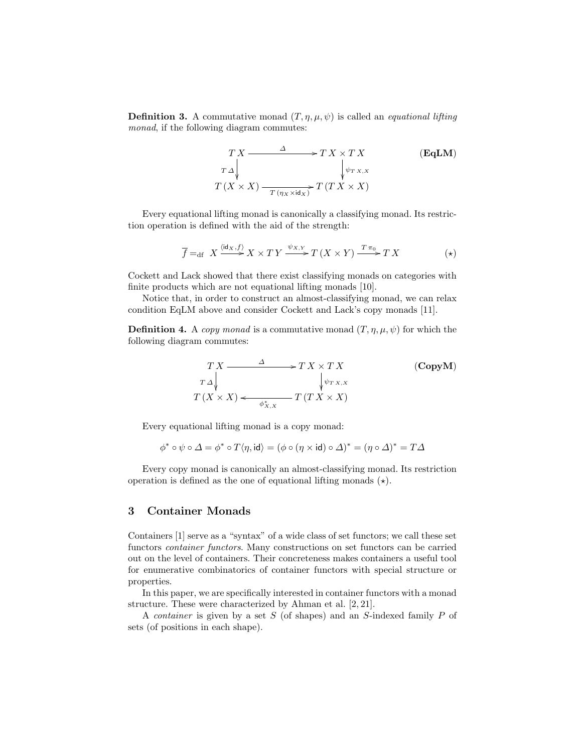**Definition 3.** A commutative monad $(T, \eta, \mu, \psi)$ is called an *equational lifting monad*, if the following diagram commutes:

$$\begin{array}{ccc} T\,X & \xrightarrow{\quad \Delta \quad} & T\,X \times T\,X \\ {\scriptstyle T\,\Delta}\downarrow & & \downarrow{\scriptstyle \psi_{T\,X,X}} \\ T\,(X \times X) & \xrightarrow[T\,(\eta_X \times \mathsf{id}_X)]{} & T\,(T\,X \times X) \end{array} \qquad (\mathbf{EqLM})$$

Every equational lifting monad is canonically a classifying monad. Its restriction operation is defined with the aid of the strength:

$$\overline{f} =_{\mathrm{df}} X \xrightarrow{\langle \mathsf{id}_X, f \rangle} X \times T\,Y \xrightarrow{\psi_{X,Y}} T\,(X \times Y) \xrightarrow{T\,\pi_0} T\,X \qquad (\star)$$

Cockett and Lack showed that there exist classifying monads on categories with finite products which are not equational lifting monads [10].

Notice that, in order to construct an almost-classifying monad, we can relax condition EqLM above and consider Cockett and Lack's copy monads [11].

**Definition 4.** A *copy monad* is a commutative monad $(T, \eta, \mu, \psi)$ for which the following diagram commutes:

$$\begin{array}{ccc} T\,X & \xrightarrow{\quad \Delta \quad} & T\,X \times T\,X \\ {\scriptstyle T\,\Delta}\downarrow & & \downarrow{\scriptstyle \psi_{T\,X,X}} \\ T\,(X \times X) & \xleftarrow[\phi^*_{X,X}]{} & T\,(T\,X \times X) \end{array} \qquad (\mathbf{CopyM})$$

Every equational lifting monad is a copy monad:

$$\phi^* \circ \psi \circ \Delta = \phi^* \circ T\langle \eta, \mathsf{id} \rangle = (\phi \circ (\eta \times \mathsf{id}) \circ \Delta)^* = (\eta \circ \Delta)^* = T\Delta$$

Every copy monad is canonically an almost-classifying monad. Its restriction operation is defined as the one of equational lifting monads $(\star)$.

## 3 Container Monads

Containers [1] serve as a "syntax" of a wide class of set functors; we call these set functors *container functors*. Many constructions on set functors can be carried out on the level of containers. Their concreteness makes containers a useful tool for enumerative combinatorics of container functors with special structure or properties.

In this paper, we are specifically interested in container functors with a monad structure. These were characterized by Ahman et al. [2, 21].

A *container* is given by a set $S$ (of shapes) and an $S$-indexed family $P$ of sets (of positions in each shape).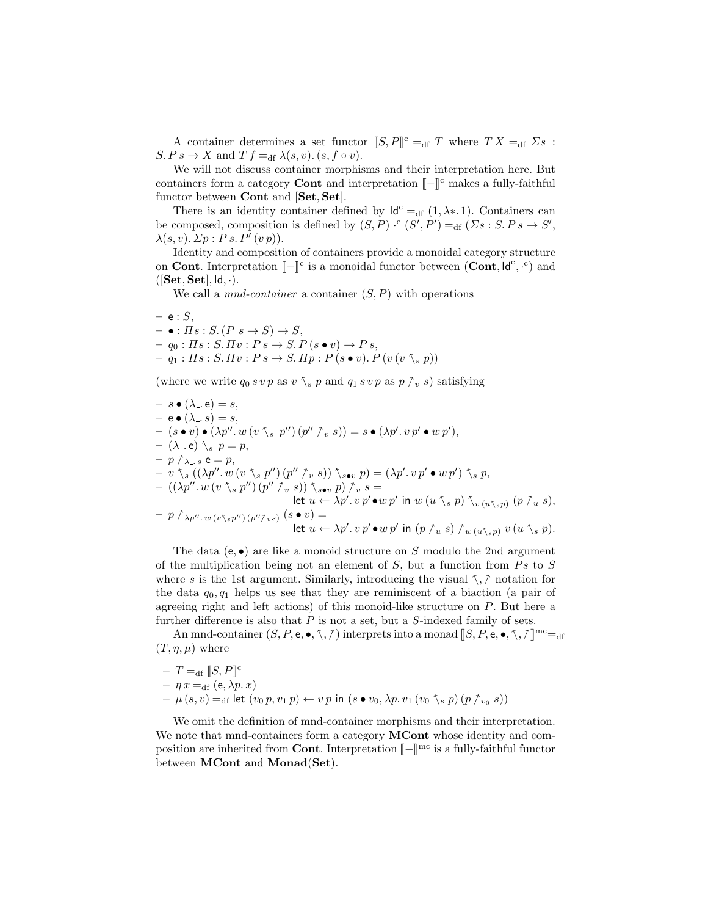A container determines a set functor $[\![S, P]\!]^{\mathrm{c}} =_{\mathrm{df}} T$ where $T\,X =_{\mathrm{df}} \Sigma s : S.\, P\,s \to X$ and $T\,f =_{\mathrm{df}} \lambda(s, v).\,(s, f \circ v)$.

We will not discuss container morphisms and their interpretation here. But containers form a category **Cont** and interpretation $[\![-]\!]^{\mathrm{c}}$ makes a fully-faithful functor between **Cont** and $[\mathbf{Set}, \mathbf{Set}]$.

There is an identity container defined by $\mathsf{Id}^{\mathrm{c}} =_{\mathrm{df}} (1, \lambda *.\, 1)$. Containers can be composed, composition is defined by $(S, P) \cdot^{\mathrm{c}} (S', P') =_{\mathrm{df}} (\Sigma s : S.\, P\,s \to S', \lambda(s, v).\, \Sigma p : P\,s.\, P'\,(v\,p))$.

Identity and composition of containers provide a monoidal category structure on **Cont**. Interpretation $[\![-]\!]^{\mathrm{c}}$ is a monoidal functor between $(\mathbf{Cont}, \mathsf{Id}^{\mathrm{c}}, \cdot^{\mathrm{c}})$ and $([\mathbf{Set}, \mathbf{Set}], \mathsf{Id}, \cdot)$.

We call a *mnd-container* a container $(S, P)$ with operations

- $\mathsf{e} : S$,
- $\bullet : \Pi s : S.\, (P\ s \to S) \to S$,
- $q_0 : \Pi s : S.\, \Pi v : P\,s \to S.\, P\,(s \bullet v) \to P\,s$,
- $q_1 : \Pi s : S.\, \Pi v : P\,s \to S.\, \Pi p : P\,(s \bullet v).\, P\,(v\,(v \nwarrow_s p))$

(where we write $q_0\,s\,v\,p$ as $v \nwarrow_s p$ and $q_1\,s\,v\,p$ as $p \nearrow_v s$) satisfying

- $s \bullet (\lambda\_.\,\mathsf{e}) = s$,
- $\mathsf{e} \bullet (\lambda\_.\,s) = s$,
- $(s \bullet v) \bullet (\lambda p''.\, w\,(v \nwarrow_s p'')\,(p'' \nearrow_v s)) = s \bullet (\lambda p'.\, v\,p' \bullet w\,p')$,
- $(\lambda\_.\,\mathsf{e}) \nwarrow_s p = p$,
- $p \nearrow_{\lambda\_.\,s} \mathsf{e} = p$,
- $v \nwarrow_s ((\lambda p''.\, w\,(v \nwarrow_s p'')\,(p'' \nearrow_v s)) \nwarrow_{s \bullet v} p) = (\lambda p'.\, v\,p' \bullet w\,p') \nwarrow_s p$,
- $((\lambda p''.\, w\,(v \nwarrow_s p'')\,(p'' \nearrow_v s)) \nwarrow_{s \bullet v} p) \nearrow_v s =$
  $\mathsf{let}\ u \leftarrow \lambda p'.\, v\,p' \bullet w\,p'\ \mathsf{in}\ w\,(u \nwarrow_s p) \nwarrow_{v\,(u \nwarrow_s p)} (p \nearrow_u s)$,
- $p \nearrow_{\lambda p''.\, w\,(v \nwarrow_s p'')\,(p'' \nearrow_v s)} (s \bullet v) =$
  $\mathsf{let}\ u \leftarrow \lambda p'.\, v\,p' \bullet w\,p'\ \mathsf{in}\ (p \nearrow_u s) \nearrow_{w\,(u \nwarrow_s p)} v\,(u \nwarrow_s p)$.

The data $(\mathsf{e}, \bullet)$ are like a monoid structure on $S$ modulo the 2nd argument of the multiplication being not an element of $S$, but a function from $P\,s$ to $S$ where $s$ is the 1st argument. Similarly, introducing the visual $\nwarrow, \nearrow$ notation for the data $q_0, q_1$ helps us see that they are reminiscent of a biaction (a pair of agreeing right and left actions) of this monoid-like structure on $P$. But here a further difference is also that $P$ is not a set, but a $S$-indexed family of sets.

An mnd-container $(S, P, \mathsf{e}, \bullet, \nwarrow, \nearrow)$ interprets into a monad $[\![S, P, \mathsf{e}, \bullet, \nwarrow, \nearrow]\!]^{\mathrm{mc}} =_{\mathrm{df}} (T, \eta, \mu)$ where

- $T =_{\mathrm{df}} [\![S, P]\!]^{\mathrm{c}}$
- $\eta\,x =_{\mathrm{df}} (\mathsf{e}, \lambda p.\, x)$
- $\mu\,(s, v) =_{\mathrm{df}} \mathsf{let}\ (v_0\,p, v_1\,p) \leftarrow v\,p\ \mathsf{in}\ (s \bullet v_0, \lambda p.\, v_1\,(v_0 \nwarrow_s p)\,(p \nearrow_{v_0} s))$

We omit the definition of mnd-container morphisms and their interpretation. We note that mnd-containers form a category **MCont** whose identity and composition are inherited from **Cont**. Interpretation $[\![-]\!]^{\mathrm{mc}}$ is a fully-faithful functor between **MCont** and **Monad**(**Set**).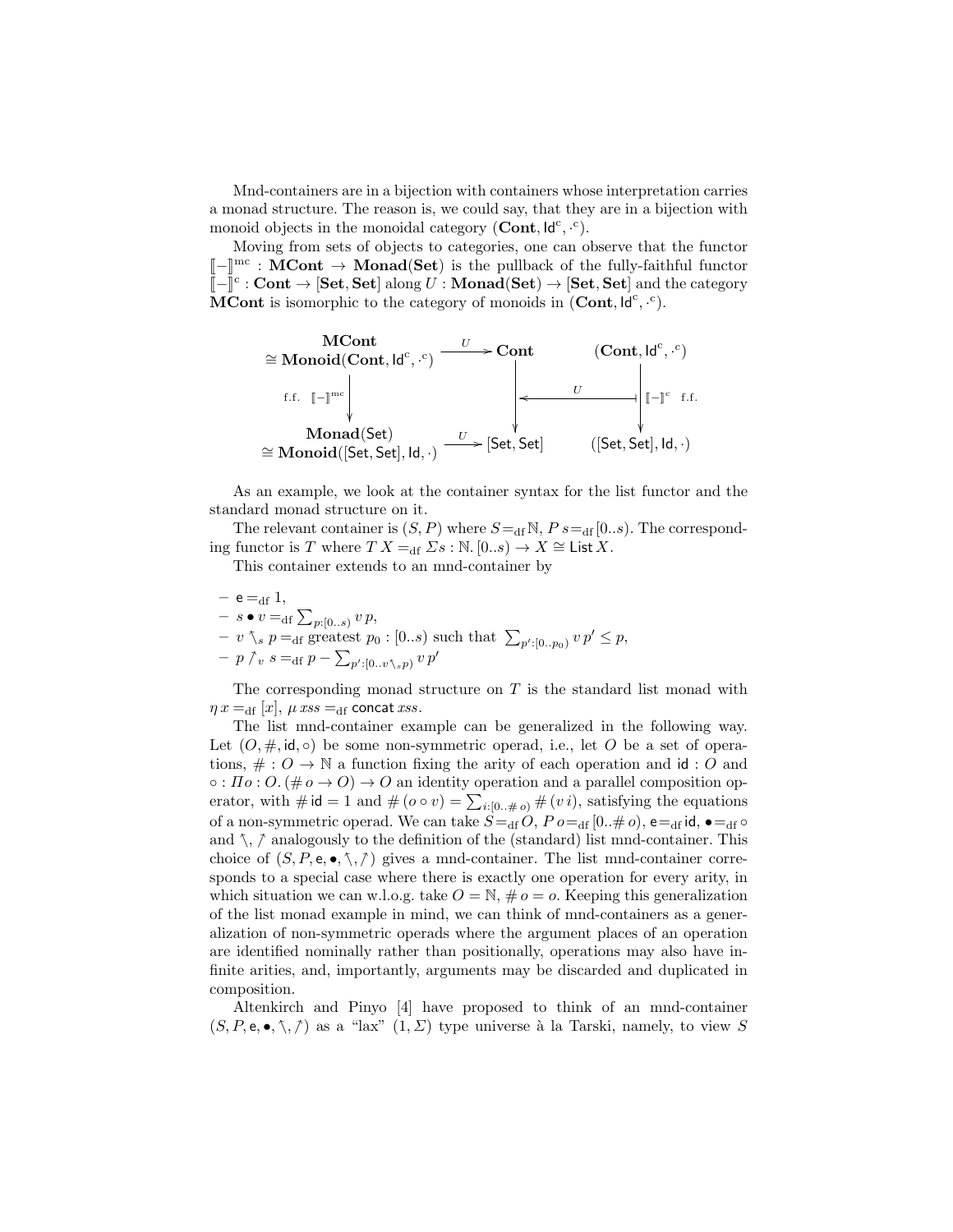Mnd-containers are in a bijection with containers whose interpretation carries a monad structure. The reason is, we could say, that they are in a bijection with monoid objects in the monoidal category $(\mathbf{Cont}, \mathsf{Id}^{\mathrm{c}}, \cdot^{\mathrm{c}})$.

Moving from sets of objects to categories, one can observe that the functor $[\![-]\!]^{\mathrm{mc}} : \mathbf{MCont} \to \mathbf{Monad}(\mathbf{Set})$ is the pullback of the fully-faithful functor $[\![-]\!]^{\mathrm{c}} : \mathbf{Cont} \to [\mathbf{Set}, \mathbf{Set}]$ along $U : \mathbf{Monad}(\mathbf{Set}) \to [\mathbf{Set}, \mathbf{Set}]$ and the category $\mathbf{MCont}$ is isomorphic to the category of monoids in $(\mathbf{Cont}, \mathsf{Id}^{\mathrm{c}}, \cdot^{\mathrm{c}})$.

$$
\begin{array}{ccccc}
\mathbf{MCont} \cong \mathbf{Monoid}(\mathbf{Cont}, \mathsf{Id}^{\mathrm{c}}, \cdot^{\mathrm{c}}) & \xrightarrow{U} & \mathbf{Cont} & & (\mathbf{Cont}, \mathsf{Id}^{\mathrm{c}}, \cdot^{\mathrm{c}}) \\
\text{f.f.} \ \downarrow [\![-]\!]^{\mathrm{mc}} & & \downarrow & \xleftarrow{U} & \downarrow [\![-]\!]^{\mathrm{c}} \ \text{f.f.} \\
\mathbf{Monad}(\mathsf{Set}) \cong \mathbf{Monoid}([\mathsf{Set}, \mathsf{Set}], \mathsf{Id}, \cdot) & \xrightarrow{U} & [\mathsf{Set}, \mathsf{Set}] & & ([\mathsf{Set}, \mathsf{Set}], \mathsf{Id}, \cdot)
\end{array}
$$

As an example, we look at the container syntax for the list functor and the standard monad structure on it.

The relevant container is $(S, P)$ where $S =_{\mathrm{df}} \mathbb{N}$, $P\, s =_{\mathrm{df}} [0..s)$. The corresponding functor is $T$ where $T\, X =_{\mathrm{df}} \Sigma s : \mathbb{N}.\, [0..s) \to X \cong \mathsf{List}\, X$.

This container extends to an mnd-container by

- $\mathsf{e} =_{\mathrm{df}} 1$,
- $s \bullet v =_{\mathrm{df}} \sum_{p:[0..s)} v\, p$,
- $v \nwarrow_s p =_{\mathrm{df}}$ greatest $p_0 : [0..s)$ such that $\sum_{p':[0..p_0)} v\, p' \leq p$,
- $p \nearrow_v s =_{\mathrm{df}} p - \sum_{p':[0..v \nwarrow_s p)} v\, p'$

The corresponding monad structure on $T$ is the standard list monad with $\eta\, x =_{\mathrm{df}} [x]$, $\mu\, xss =_{\mathrm{df}} \mathsf{concat}\, xss$.

The list mnd-container example can be generalized in the following way. Let $(O, \#, \mathsf{id}, \circ)$ be some non-symmetric operad, i.e., let $O$ be a set of operations, $\# : O \to \mathbb{N}$ a function fixing the arity of each operation and $\mathsf{id} : O$ and $\circ : \Pi o : O.\, (\#\, o \to O) \to O$ an identity operation and a parallel composition operator, with $\#\, \mathsf{id} = 1$ and $\#\, (o \circ v) = \sum_{i:[0..\#\, o)} \#\, (v\, i)$, satisfying the equations of a non-symmetric operad. We can take $S =_{\mathrm{df}} O$, $P\, o =_{\mathrm{df}} [0..\#\, o)$, $\mathsf{e} =_{\mathrm{df}} \mathsf{id}$, $\bullet =_{\mathrm{df}} \circ$ and $\nwarrow$, $\nearrow$ analogously to the definition of the (standard) list mnd-container. This choice of $(S, P, \mathsf{e}, \bullet, \nwarrow, \nearrow)$ gives a mnd-container. The list mnd-container corresponds to a special case where there is exactly one operation for every arity, in which situation we can w.l.o.g. take $O = \mathbb{N}$, $\#\, o = o$. Keeping this generalization of the list monad example in mind, we can think of mnd-containers as a generalization of non-symmetric operads where the argument places of an operation are identified nominally rather than positionally, operations may also have infinite arities, and, importantly, arguments may be discarded and duplicated in composition.

Altenkirch and Pinyo [4] have proposed to think of an mnd-container $(S, P, \mathsf{e}, \bullet, \nwarrow, \nearrow)$ as a "lax" $(1, \Sigma)$ type universe à la Tarski, namely, to view $S$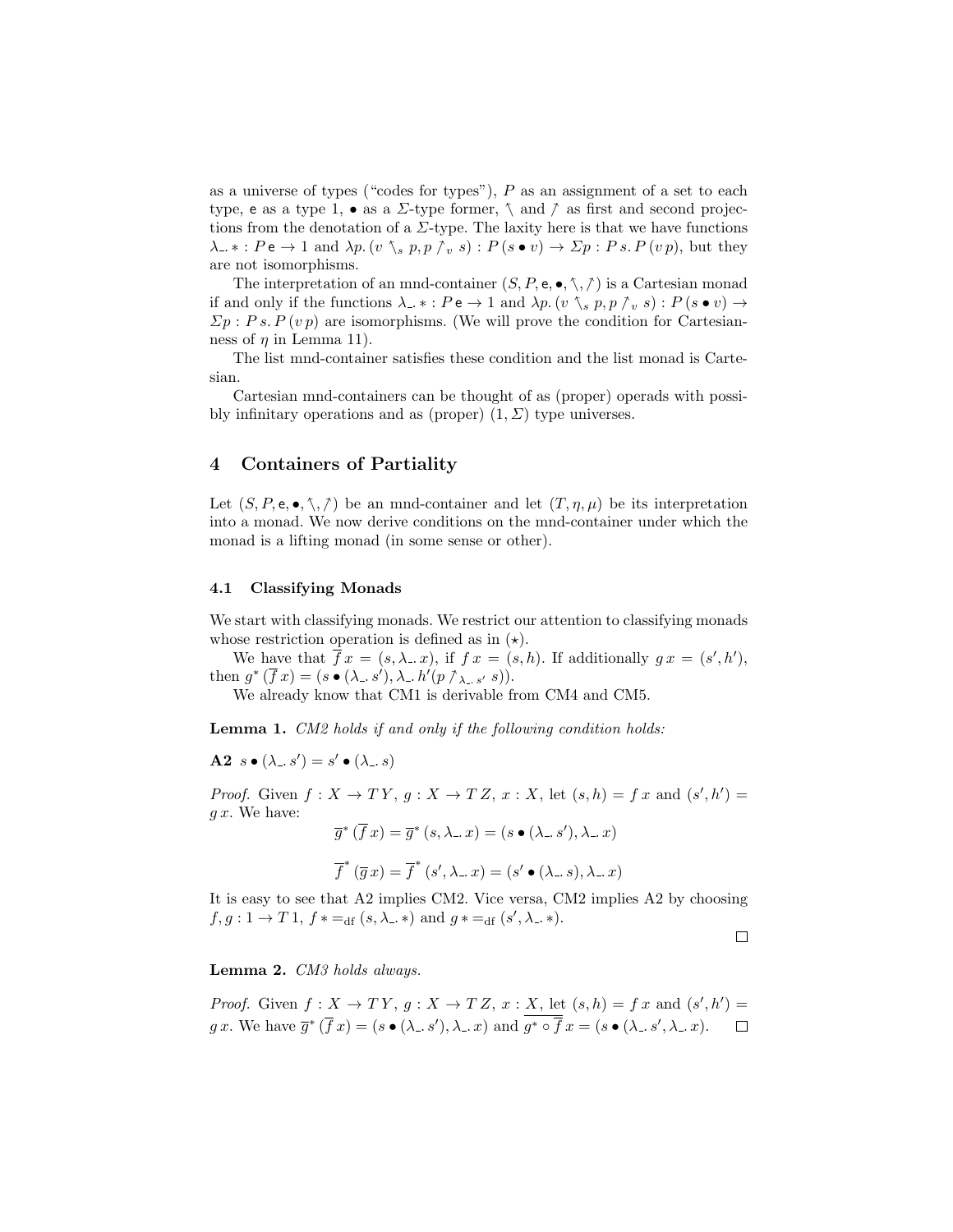as a universe of types ("codes for types"), $P$ as an assignment of a set to each type, $\mathsf{e}$ as a type 1, $\bullet$ as a $\Sigma$-type former, $\nwarrow$ and $\nearrow$ as first and second projections from the denotation of a $\Sigma$-type. The laxity here is that we have functions $\lambda\_.\,* : P\,\mathsf{e} \to 1$ and $\lambda p.\,(v \nwarrow_s p, p \nearrow_v s) : P\,(s \bullet v) \to \Sigma p : P\,s.\,P\,(v\,p)$, but they are not isomorphisms.

The interpretation of an mnd-container $(S, P, \mathsf{e}, \bullet, \nwarrow, \nearrow)$ is a Cartesian monad if and only if the functions $\lambda\_.\,* : P\,\mathsf{e} \to 1$ and $\lambda p.\,(v \nwarrow_s p, p \nearrow_v s) : P\,(s \bullet v) \to \Sigma p : P\,s.\,P\,(v\,p)$ are isomorphisms. (We will prove the condition for Cartesianness of $\eta$ in Lemma 11).

The list mnd-container satisfies these condition and the list monad is Cartesian.

Cartesian mnd-containers can be thought of as (proper) operads with possibly infinitary operations and as (proper) $(1, \Sigma)$ type universes.

# 4 Containers of Partiality

Let $(S, P, \mathsf{e}, \bullet, \nwarrow, \nearrow)$ be an mnd-container and let $(T, \eta, \mu)$ be its interpretation into a monad. We now derive conditions on the mnd-container under which the monad is a lifting monad (in some sense or other).

## 4.1 Classifying Monads

We start with classifying monads. We restrict our attention to classifying monads whose restriction operation is defined as in $(\star)$.

We have that $\overline{f}\,x = (s, \lambda\_.\,x)$, if $f\,x = (s, h)$. If additionally $g\,x = (s', h')$, then $g^*\,(\overline{f}\,x) = (s \bullet (\lambda\_.\,s'), \lambda\_.\,h'(p \nearrow_{\lambda\_.\,s'} s))$.

We already know that CM1 is derivable from CM4 and CM5.

**Lemma 1.** *CM2 holds if and only if the following condition holds:*

**A2** $s \bullet (\lambda\_.\,s') = s' \bullet (\lambda\_.\,s)$

*Proof.* Given $f : X \to T\,Y$, $g : X \to T\,Z$, $x : X$, let $(s, h) = f\,x$ and $(s', h') = g\,x$. We have:

$$\overline{g}^*\,(\overline{f}\,x) = \overline{g}^*\,(s, \lambda\_.\,x) = (s \bullet (\lambda\_.\,s'), \lambda\_.\,x)$$

$$\overline{f}^*\,(\overline{g}\,x) = \overline{f}^*\,(s', \lambda\_.\,x) = (s' \bullet (\lambda\_.\,s), \lambda\_.\,x)$$

It is easy to see that A2 implies CM2. Vice versa, CM2 implies A2 by choosing $f, g : 1 \to T\,1$, $f\,* =_{\mathrm{df}} (s, \lambda\_.\,*)$ and $g\,* =_{\mathrm{df}} (s', \lambda\_.\,*)$. $\square$

**Lemma 2.** *CM3 holds always.*

*Proof.* Given $f : X \to T\,Y$, $g : X \to T\,Z$, $x : X$, let $(s, h) = f\,x$ and $(s', h') = g\,x$. We have $\overline{g}^*\,(\overline{f}\,x) = (s \bullet (\lambda\_.\,s'), \lambda\_.\,x)$ and $\overline{g^* \circ \overline{f}}\,x = (s \bullet (\lambda\_.\,s', \lambda\_.\,x)$. $\square$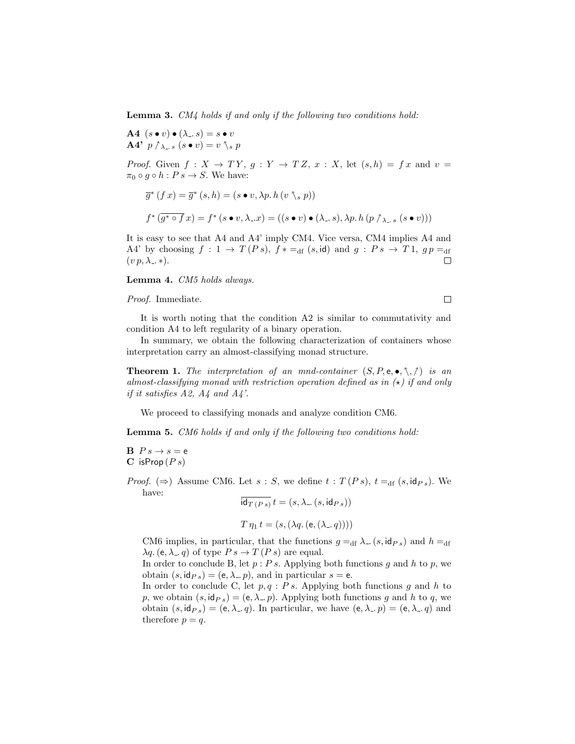**Lemma 3.** *CM4 holds if and only if the following two conditions hold:*

**A4** $(s \bullet v) \bullet (\lambda\_.\, s) = s \bullet v$
**A4'** $p \nearrow_{\lambda\_.\, s} (s \bullet v) = v \nwarrow_s p$

*Proof.* Given $f : X \to T\,Y$, $g : Y \to T\,Z$, $x : X$, let $(s, h) = f\,x$ and $v = \pi_0 \circ g \circ h : P\,s \to S$. We have:

$$\overline{g}^*\,(f\,x) = \overline{g}^*\,(s, h) = (s \bullet v, \lambda p.\, h\,(v \nwarrow_s p))$$

$$f^*\,(\overline{g^* \circ f}\,x) = f^*\,(s \bullet v, \lambda\_.x) = ((s \bullet v) \bullet (\lambda\_.\, s), \lambda p.\, h\,(p \nearrow_{\lambda\_.\, s} (s \bullet v)))$$

It is easy to see that A4 and A4' imply CM4. Vice versa, CM4 implies A4 and A4' by choosing $f : 1 \to T\,(P\,s)$, $f\,* =_{\mathrm{df}} (s, \mathsf{id})$ and $g : P\,s \to T\,1$, $g\,p =_{\mathrm{df}} (v\,p, \lambda\_.\, *)$. □

**Lemma 4.** *CM5 holds always.*

*Proof.* Immediate. □

It is worth noting that the condition A2 is similar to commutativity and condition A4 to left regularity of a binary operation.

In summary, we obtain the following characterization of containers whose interpretation carry an almost-classifying monad structure.

**Theorem 1.** *The interpretation of an mnd-container $(S, P, \mathsf{e}, \bullet, \nwarrow, \nearrow)$ is an almost-classifying monad with restriction operation defined as in $(\star)$ if and only if it satisfies A2, A4 and A4'.*

We proceed to classifying monads and analyze condition CM6.

**Lemma 5.** *CM6 holds if and only if the following two conditions hold:*

**B** $P\,s \to s = \mathsf{e}$
**C** $\mathsf{isProp}\,(P\,s)$

*Proof.* ($\Rightarrow$) Assume CM6. Let $s : S$, we define $t : T\,(P\,s)$, $t =_{\mathrm{df}} (s, \mathsf{id}_{P\,s})$. We have:

$$\overline{\mathsf{id}_{T\,(P\,s)}}\,t = (s, \lambda\_.\,(s, \mathsf{id}_{P\,s}))$$

$$T\,\eta_1\,t = (s, (\lambda q.\,(\mathsf{e}, (\lambda\_.\,q))))$$

CM6 implies, in particular, that the functions $g =_{\mathrm{df}} \lambda\_.\,(s, \mathsf{id}_{P\,s})$ and $h =_{\mathrm{df}} \lambda q.\,(\mathsf{e}, \lambda\_.\,q)$ of type $P\,s \to T\,(P\,s)$ are equal.

In order to conclude B, let $p : P\,s$. Applying both functions $g$ and $h$ to $p$, we obtain $(s, \mathsf{id}_{P\,s}) = (\mathsf{e}, \lambda\_.\,p)$, and in particular $s = \mathsf{e}$.

In order to conclude C, let $p, q : P\,s$. Applying both functions $g$ and $h$ to $p$, we obtain $(s, \mathsf{id}_{P\,s}) = (\mathsf{e}, \lambda\_.\,p)$. Applying both functions $g$ and $h$ to $q$, we obtain $(s, \mathsf{id}_{P\,s}) = (\mathsf{e}, \lambda\_.\,q)$. In particular, we have $(\mathsf{e}, \lambda\_.\,p) = (\mathsf{e}, \lambda\_.\,q)$ and therefore $p = q$.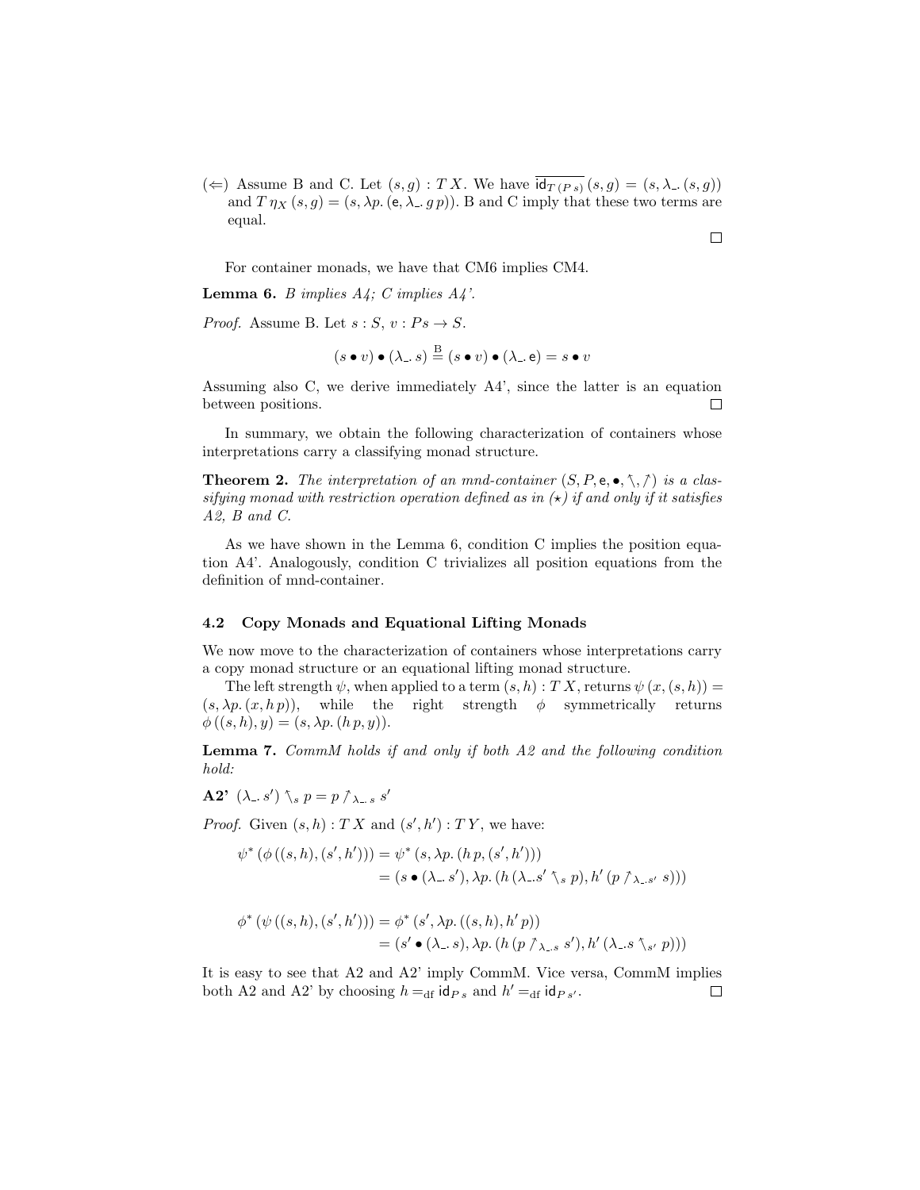($\Leftarrow$) Assume B and C. Let $(s, g) : T\,X$. We have $\overline{\mathsf{id}_{T\,(P\,s)}}\,(s, g) = (s, \lambda\_.\,(s, g))$ and $T\,\eta_X\,(s, g) = (s, \lambda p.\,(\mathsf{e}, \lambda\_.\,g\,p))$. B and C imply that these two terms are equal.

$\square$

For container monads, we have that CM6 implies CM4.

**Lemma 6.** *B implies A4; C implies A4'.*

*Proof.* Assume B. Let $s : S$, $v : P\,s \to S$.

$$(s \bullet v) \bullet (\lambda\_.\,s) \stackrel{\text{B}}{=} (s \bullet v) \bullet (\lambda\_.\,\mathsf{e}) = s \bullet v$$

Assuming also C, we derive immediately A4', since the latter is an equation between positions. $\square$

In summary, we obtain the following characterization of containers whose interpretations carry a classifying monad structure.

**Theorem 2.** *The interpretation of an mnd-container $(S, P, \mathsf{e}, \bullet, \nwarrow, \nearrow)$ is a classifying monad with restriction operation defined as in $(\star)$ if and only if it satisfies A2, B and C.*

As we have shown in the Lemma 6, condition C implies the position equation A4'. Analogously, condition C trivializes all position equations from the definition of mnd-container.

### 4.2 Copy Monads and Equational Lifting Monads

We now move to the characterization of containers whose interpretations carry a copy monad structure or an equational lifting monad structure.

The left strength $\psi$, when applied to a term $(s, h) : T\,X$, returns $\psi\,(x, (s, h)) = (s, \lambda p.\,(x, h\,p))$, while the right strength $\phi$ symmetrically returns $\phi\,((s, h), y) = (s, \lambda p.\,(h\,p, y))$.

**Lemma 7.** *CommM holds if and only if both A2 and the following condition hold:*

**A2'** $(\lambda\_.\,s') \nwarrow_s p = p \nearrow_{\lambda\_.\,s}\, s'$

*Proof.* Given $(s, h) : T\,X$ and $(s', h') : T\,Y$, we have:

$$\begin{aligned}
\psi^*\,(\phi\,((s, h), (s', h'))) &= \psi^*\,(s, \lambda p.\,(h\,p, (s', h'))) \\
&= (s \bullet (\lambda\_.\,s'), \lambda p.\,(h\,(\lambda\_.s' \nwarrow_s p), h'\,(p \nearrow_{\lambda\_.s'}\, s)))
\end{aligned}$$

$$\begin{aligned}
\phi^*\,(\psi\,((s, h), (s', h'))) &= \phi^*\,(s', \lambda p.\,((s, h), h'\,p)) \\
&= (s' \bullet (\lambda\_.\,s), \lambda p.\,(h\,(p \nearrow_{\lambda\_.s}\, s'), h'\,(\lambda\_.s \nwarrow_{s'} p)))
\end{aligned}$$

It is easy to see that A2 and A2' imply CommM. Vice versa, CommM implies both A2 and A2' by choosing $h =_{\text{df}} \mathsf{id}_{P\,s}$ and $h' =_{\text{df}} \mathsf{id}_{P\,s'}$. $\square$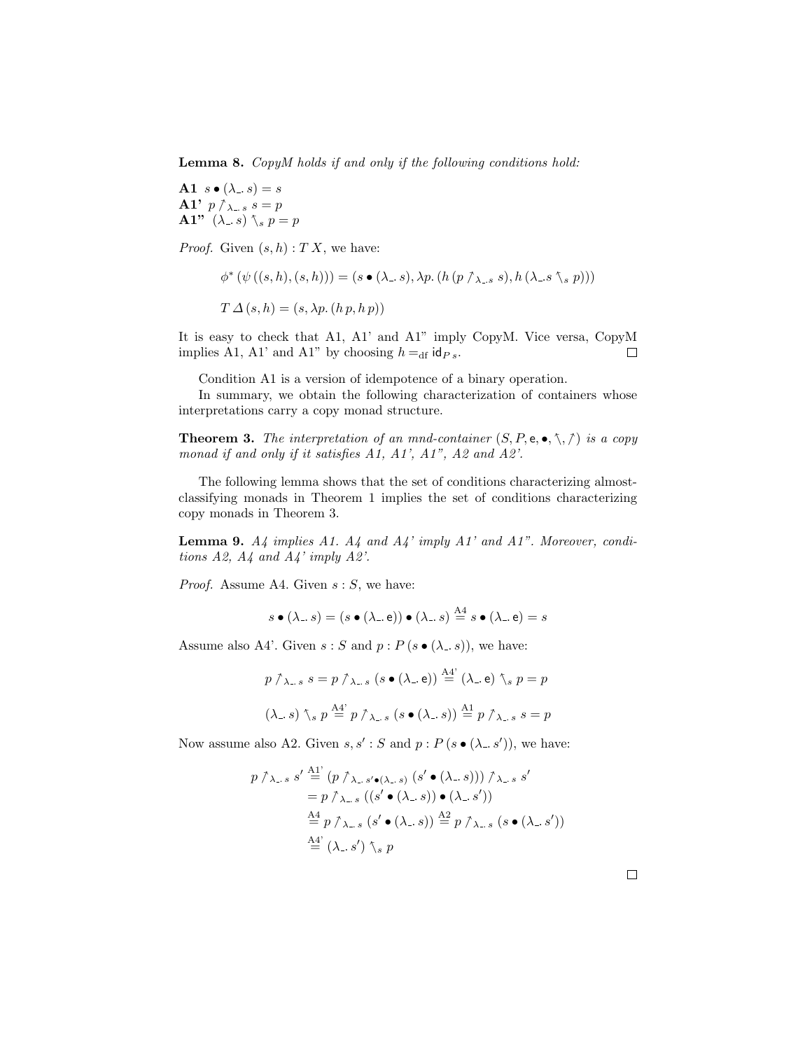**Lemma 8.** *CopyM holds if and only if the following conditions hold:*

**A1** $s \bullet (\lambda\_.\, s) = s$
**A1'** $p \nearrow_{\lambda\_.\, s}\, s = p$
**A1"** $(\lambda\_.\, s) \nwarrow_s p = p$

*Proof.* Given $(s, h) : T\, X$, we have:

$$\phi^* \left(\psi\left((s, h), (s, h)\right)\right) = (s \bullet (\lambda\_.\, s), \lambda p.\, (h\, (p \nearrow_{\lambda\_.s}\, s), h\, (\lambda\_.s \nwarrow_s p)))$$

$$T\, \Delta\, (s, h) = (s, \lambda p.\, (h\, p, h\, p))$$

It is easy to check that A1, A1' and A1" imply CopyM. Vice versa, CopyM implies A1, A1' and A1" by choosing $h =_{\mathrm{df}} \mathsf{id}_{P\, s}$. $\square$

Condition A1 is a version of idempotence of a binary operation.

In summary, we obtain the following characterization of containers whose interpretations carry a copy monad structure.

**Theorem 3.** *The interpretation of an mnd-container $(S, P, \mathsf{e}, \bullet, \nwarrow, \nearrow)$ is a copy monad if and only if it satisfies A1, A1', A1", A2 and A2'.*

The following lemma shows that the set of conditions characterizing almost-classifying monads in Theorem 1 implies the set of conditions characterizing copy monads in Theorem 3.

**Lemma 9.** *A4 implies A1. A4 and A4' imply A1' and A1". Moreover, conditions A2, A4 and A4' imply A2'.*

*Proof.* Assume A4. Given $s : S$, we have:

$$s \bullet (\lambda\_.\, s) = (s \bullet (\lambda\_.\, \mathsf{e})) \bullet (\lambda\_.\, s) \overset{\text{A4}}{=} s \bullet (\lambda\_.\, \mathsf{e}) = s$$

Assume also A4'. Given $s : S$ and $p : P\, (s \bullet (\lambda\_.\, s))$, we have:

$$p \nearrow_{\lambda\_.\, s}\, s = p \nearrow_{\lambda\_.\, s}\, (s \bullet (\lambda\_.\, \mathsf{e})) \overset{\text{A4'}}{=} (\lambda\_.\, \mathsf{e}) \nwarrow_s p = p$$

$$(\lambda\_.\, s) \nwarrow_s p \overset{\text{A4'}}{=} p \nearrow_{\lambda\_.\, s}\, (s \bullet (\lambda\_.\, s)) \overset{\text{A1}}{=} p \nearrow_{\lambda\_.\, s}\, s = p$$

Now assume also A2. Given $s, s' : S$ and $p : P\, (s \bullet (\lambda\_.\, s'))$, we have:

$$\begin{aligned}
p \nearrow_{\lambda\_.\, s}\, s' &\overset{\text{A1'}}{=} (p \nearrow_{\lambda\_.\, s' \bullet (\lambda\_.\, s)}\, (s' \bullet (\lambda\_.\, s))) \nearrow_{\lambda\_.\, s}\, s' \\
&= p \nearrow_{\lambda\_.\, s}\, ((s' \bullet (\lambda\_.\, s)) \bullet (\lambda\_.\, s')) \\
&\overset{\text{A4}}{=} p \nearrow_{\lambda\_.\, s}\, (s' \bullet (\lambda\_.\, s)) \overset{\text{A2}}{=} p \nearrow_{\lambda\_.\, s}\, (s \bullet (\lambda\_.\, s')) \\
&\overset{\text{A4'}}{=} (\lambda\_.\, s') \nwarrow_s p
\end{aligned}$$

$\square$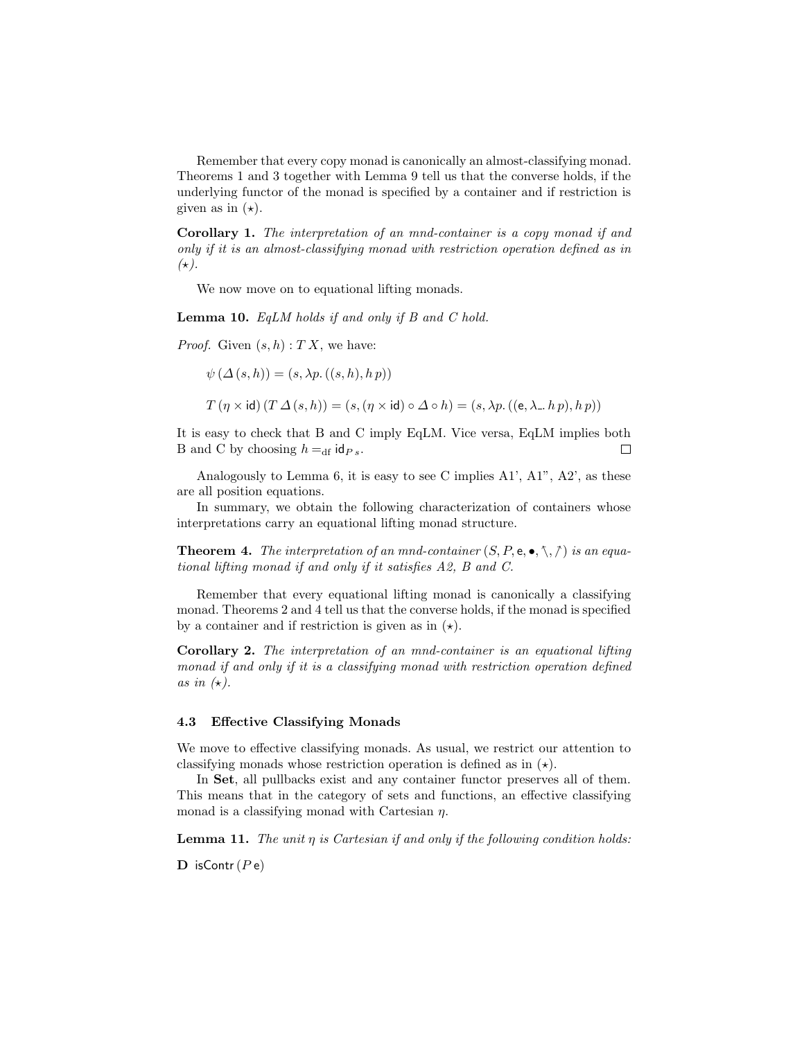Remember that every copy monad is canonically an almost-classifying monad. Theorems 1 and 3 together with Lemma 9 tell us that the converse holds, if the underlying functor of the monad is specified by a container and if restriction is given as in ($\star$).

**Corollary 1.** *The interpretation of an mnd-container is a copy monad if and only if it is an almost-classifying monad with restriction operation defined as in ($\star$).*

We now move on to equational lifting monads.

**Lemma 10.** *EqLM holds if and only if B and C hold.*

*Proof.* Given $(s, h) : T\,X$, we have:

$$\psi\,(\Delta\,(s, h)) = (s, \lambda p.\,((s, h), h\,p))$$

$$T\,(\eta \times \mathsf{id})\,(T\,\Delta\,(s, h)) = (s, (\eta \times \mathsf{id}) \circ \Delta \circ h) = (s, \lambda p.\,((\mathsf{e}, \lambda\_.\,h\,p), h\,p))$$

It is easy to check that B and C imply EqLM. Vice versa, EqLM implies both B and C by choosing $h =_{\mathrm{df}} \mathsf{id}_{P\,s}$. □

Analogously to Lemma 6, it is easy to see C implies A1', A1", A2', as these are all position equations.

In summary, we obtain the following characterization of containers whose interpretations carry an equational lifting monad structure.

**Theorem 4.** *The interpretation of an mnd-container $(S, P, \mathsf{e}, \bullet, \nwarrow, \nearrow)$ is an equational lifting monad if and only if it satisfies A2, B and C.*

Remember that every equational lifting monad is canonically a classifying monad. Theorems 2 and 4 tell us that the converse holds, if the monad is specified by a container and if restriction is given as in ($\star$).

**Corollary 2.** *The interpretation of an mnd-container is an equational lifting monad if and only if it is a classifying monad with restriction operation defined as in ($\star$).*

### 4.3 Effective Classifying Monads

We move to effective classifying monads. As usual, we restrict our attention to classifying monads whose restriction operation is defined as in ($\star$).

In **Set**, all pullbacks exist and any container functor preserves all of them. This means that in the category of sets and functions, an effective classifying monad is a classifying monad with Cartesian $\eta$.

**Lemma 11.** *The unit $\eta$ is Cartesian if and only if the following condition holds:*

**D** $\mathsf{isContr}\,(P\,\mathsf{e})$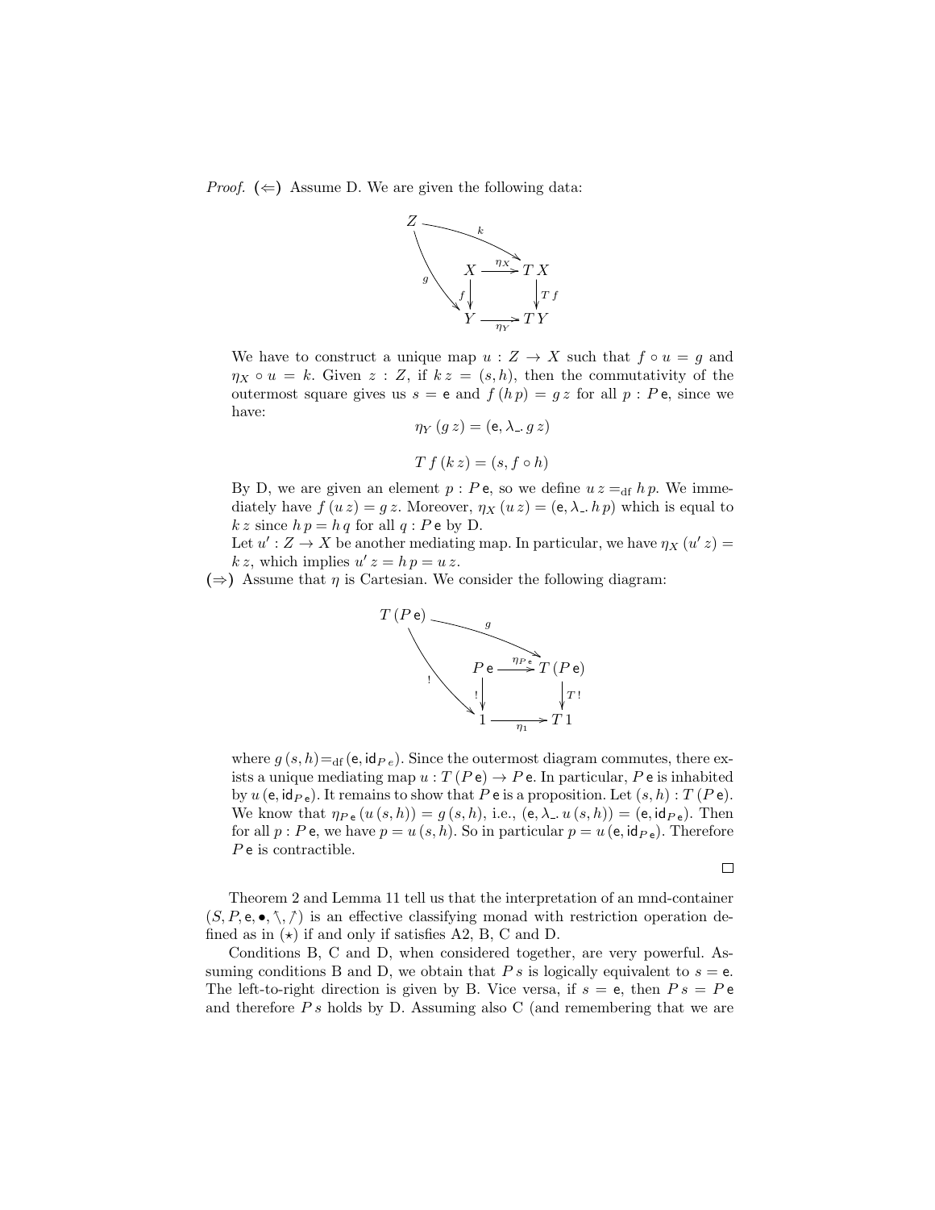*Proof.* ($\Leftarrow$) Assume D. We are given the following data:

$$
\begin{array}{ccc}
Z & \xrightarrow{k} & T\,X \\
& X \xrightarrow{\eta_X} T\,X & \\
& f \downarrow \quad\quad \downarrow T\,f & \\
g \searrow & Y \xrightarrow{\eta_Y} T\,Y &
\end{array}
$$

We have to construct a unique map $u : Z \to X$ such that $f \circ u = g$ and $\eta_X \circ u = k$. Given $z : Z$, if $k\,z = (s, h)$, then the commutativity of the outermost square gives us $s = \mathsf{e}$ and $f\,(h\,p) = g\,z$ for all $p : P\,\mathsf{e}$, since we have:

$$\eta_Y\,(g\,z) = (\mathsf{e}, \lambda\_.\, g\,z)$$

$$T\,f\,(k\,z) = (s, f \circ h)$$

By D, we are given an element $p : P\,\mathsf{e}$, so we define $u\,z =_{\mathrm{df}} h\,p$. We immediately have $f\,(u\,z) = g\,z$. Moreover, $\eta_X\,(u\,z) = (\mathsf{e}, \lambda\_.\, h\,p)$ which is equal to $k\,z$ since $h\,p = h\,q$ for all $q : P\,\mathsf{e}$ by D.

Let $u' : Z \to X$ be another mediating map. In particular, we have $\eta_X\,(u'\,z) = k\,z$, which implies $u'\,z = h\,p = u\,z$.

($\Rightarrow$) Assume that $\eta$ is Cartesian. We consider the following diagram:

$$
\begin{array}{ccc}
T\,(P\,\mathsf{e}) & \xrightarrow{g} & T\,(P\,\mathsf{e}) \\
& P\,\mathsf{e} \xrightarrow{\eta_{P\,\mathsf{e}}} T\,(P\,\mathsf{e}) & \\
& ! \downarrow \quad\quad \downarrow T\,! & \\
! \searrow & 1 \xrightarrow{\eta_1} T\,1 &
\end{array}
$$

where $g\,(s, h) =_{\mathrm{df}} (\mathsf{e}, \mathsf{id}_{P\,e})$. Since the outermost diagram commutes, there exists a unique mediating map $u : T\,(P\,\mathsf{e}) \to P\,\mathsf{e}$. In particular, $P\,\mathsf{e}$ is inhabited by $u\,(\mathsf{e}, \mathsf{id}_{P\,\mathsf{e}})$. It remains to show that $P\,\mathsf{e}$ is a proposition. Let $(s, h) : T\,(P\,\mathsf{e})$. We know that $\eta_{P\,\mathsf{e}}\,(u\,(s, h)) = g\,(s, h)$, i.e., $(\mathsf{e}, \lambda\_.\, u\,(s, h)) = (\mathsf{e}, \mathsf{id}_{P\,\mathsf{e}})$. Then for all $p : P\,\mathsf{e}$, we have $p = u\,(s, h)$. So in particular $p = u\,(\mathsf{e}, \mathsf{id}_{P\,\mathsf{e}})$. Therefore $P\,\mathsf{e}$ is contractible. $\square$

Theorem 2 and Lemma 11 tell us that the interpretation of an mnd-container $(S, P, \mathsf{e}, \bullet, \nwarrow, \nearrow)$ is an effective classifying monad with restriction operation defined as in ($\star$) if and only if satisfies A2, B, C and D.

Conditions B, C and D, when considered together, are very powerful. Assuming conditions B and D, we obtain that $P\,s$ is logically equivalent to $s = \mathsf{e}$. The left-to-right direction is given by B. Vice versa, if $s = \mathsf{e}$, then $P\,s = P\,\mathsf{e}$ and therefore $P\,s$ holds by D. Assuming also C (and remembering that we are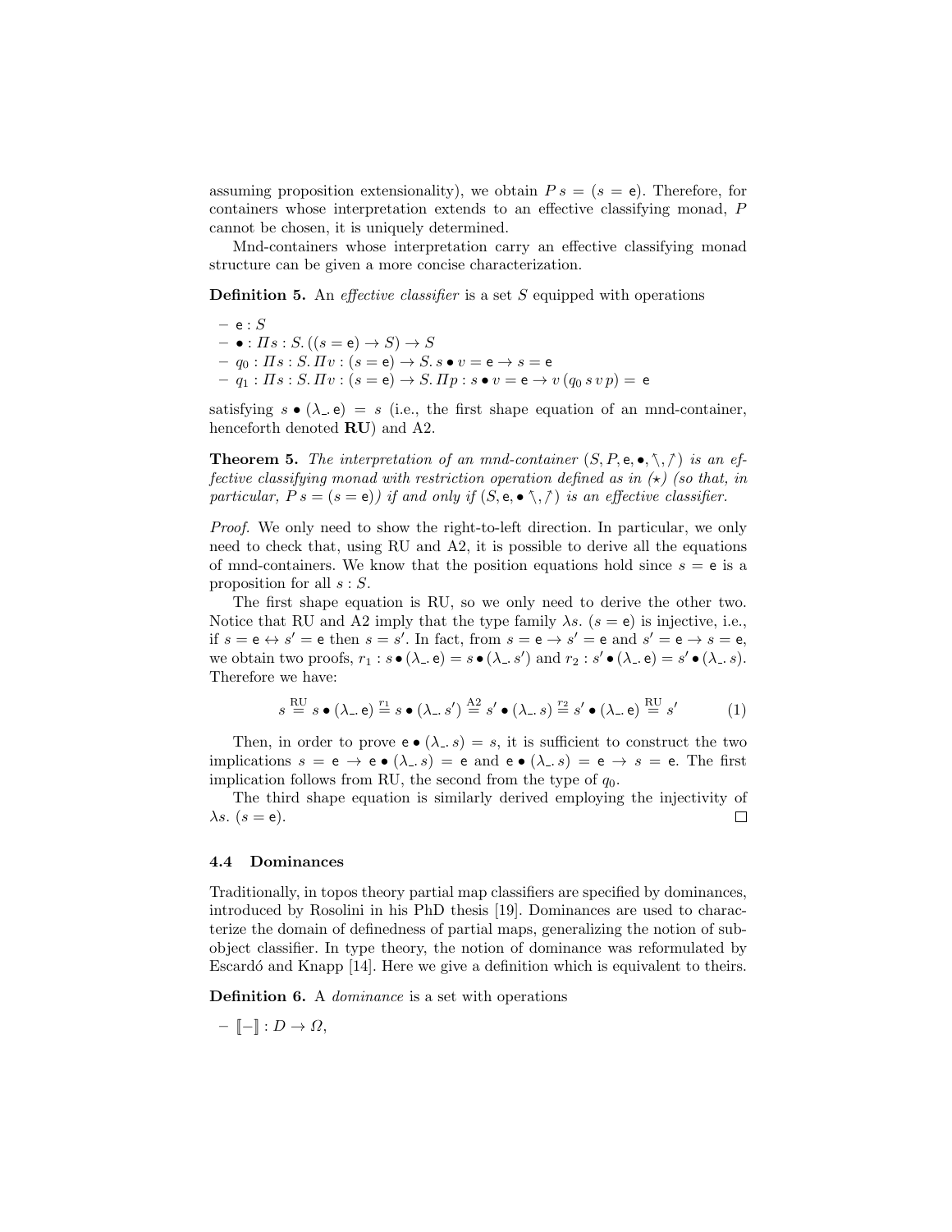assuming proposition extensionality), we obtain $P\,s = (s = \mathsf{e})$. Therefore, for containers whose interpretation extends to an effective classifying monad, $P$ cannot be chosen, it is uniquely determined.

Mnd-containers whose interpretation carry an effective classifying monad structure can be given a more concise characterization.

**Definition 5.** An *effective classifier* is a set $S$ equipped with operations

- $\mathsf{e} : S$
- $\bullet : \Pi s : S.\, ((s = \mathsf{e}) \to S) \to S$
- $q_0 : \Pi s : S.\, \Pi v : (s = \mathsf{e}) \to S.\, s \bullet v = \mathsf{e} \to s = \mathsf{e}$
- $q_1 : \Pi s : S.\, \Pi v : (s = \mathsf{e}) \to S.\, \Pi p : s \bullet v = \mathsf{e} \to v\,(q_0\, s\, v\, p) = \mathsf{e}$

satisfying $s \bullet (\lambda\_.\, \mathsf{e}) = s$ (i.e., the first shape equation of an mnd-container, henceforth denoted **RU**) and A2.

**Theorem 5.** *The interpretation of an mnd-container $(S, P, \mathsf{e}, \bullet, \nwarrow, \nearrow)$ is an effective classifying monad with restriction operation defined as in $(\star)$ (so that, in particular, $P\,s = (s = \mathsf{e})$) if and only if $(S, \mathsf{e}, \bullet\, \nwarrow, \nearrow)$ is an effective classifier.*

*Proof.* We only need to show the right-to-left direction. In particular, we only need to check that, using RU and A2, it is possible to derive all the equations of mnd-containers. We know that the position equations hold since $s = \mathsf{e}$ is a proposition for all $s : S$.

The first shape equation is RU, so we only need to derive the other two. Notice that RU and A2 imply that the type family $\lambda s.\, (s = \mathsf{e})$ is injective, i.e., if $s = \mathsf{e} \leftrightarrow s' = \mathsf{e}$ then $s = s'$. In fact, from $s = \mathsf{e} \to s' = \mathsf{e}$ and $s' = \mathsf{e} \to s = \mathsf{e}$, we obtain two proofs, $r_1 : s \bullet (\lambda\_.\, \mathsf{e}) = s \bullet (\lambda\_.\, s')$ and $r_2 : s' \bullet (\lambda\_.\, \mathsf{e}) = s' \bullet (\lambda\_.\, s)$. Therefore we have:

$$s \stackrel{\text{RU}}{=} s \bullet (\lambda\_.\, \mathsf{e}) \stackrel{r_1}{=} s \bullet (\lambda\_.\, s') \stackrel{\text{A2}}{=} s' \bullet (\lambda\_.\, s) \stackrel{r_2}{=} s' \bullet (\lambda\_.\, \mathsf{e}) \stackrel{\text{RU}}{=} s' \tag{1}$$

Then, in order to prove $\mathsf{e} \bullet (\lambda\_.\, s) = s$, it is sufficient to construct the two implications $s = \mathsf{e} \to \mathsf{e} \bullet (\lambda\_.\, s) = \mathsf{e}$ and $\mathsf{e} \bullet (\lambda\_.\, s) = \mathsf{e} \to s = \mathsf{e}$. The first implication follows from RU, the second from the type of $q_0$.

The third shape equation is similarly derived employing the injectivity of $\lambda s.\, (s = \mathsf{e})$. □

### 4.4 Dominances

Traditionally, in topos theory partial map classifiers are specified by dominances, introduced by Rosolini in his PhD thesis [19]. Dominances are used to characterize the domain of definedness of partial maps, generalizing the notion of subobject classifier. In type theory, the notion of dominance was reformulated by Escardó and Knapp [14]. Here we give a definition which is equivalent to theirs.

**Definition 6.** A *dominance* is a set with operations

- $[\![-]\!] : D \to \Omega$,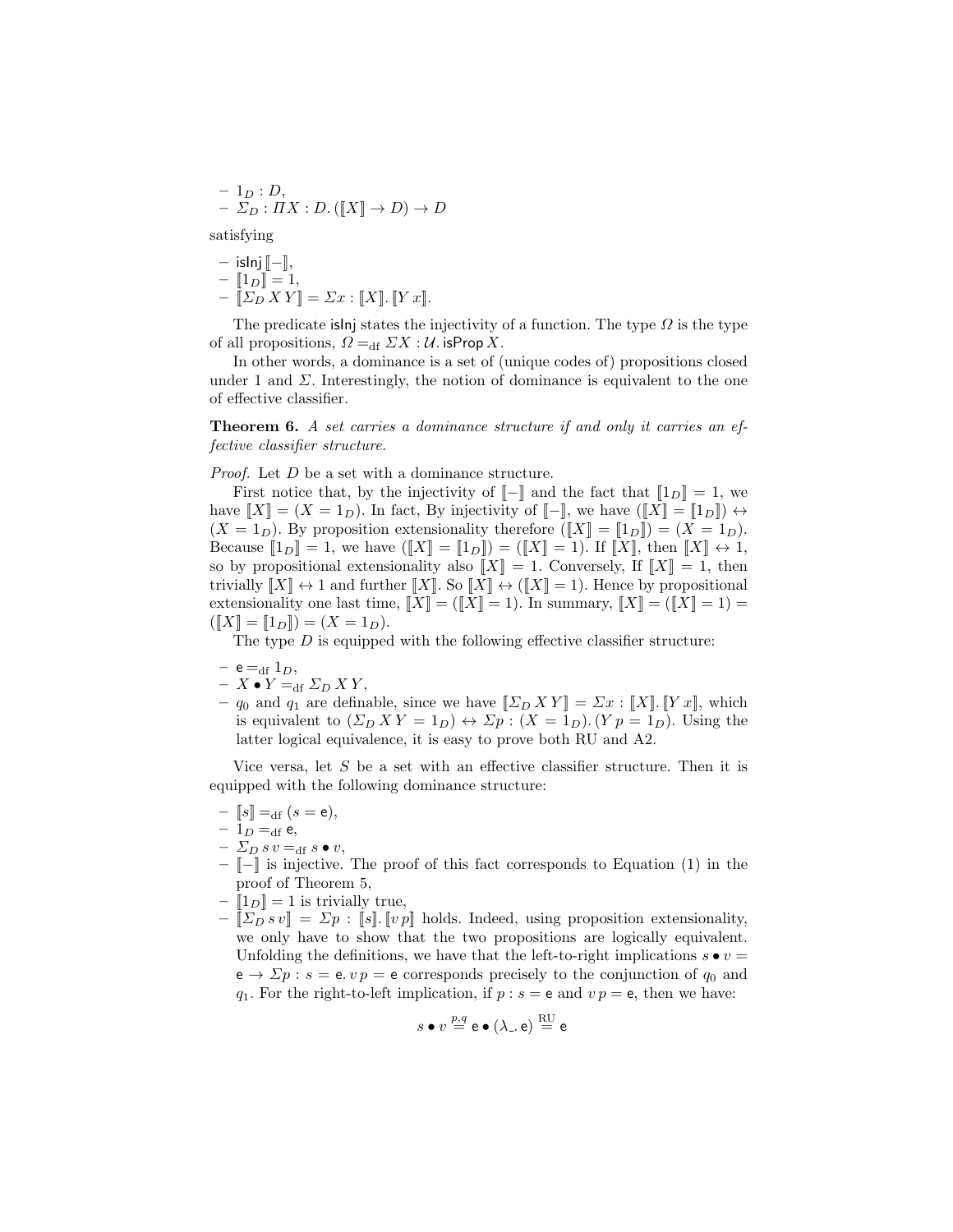- $1_D : D$,
- $\Sigma_D : \Pi X : D. (\llbracket X \rrbracket \to D) \to D$

satisfying

- $\mathsf{isInj}\, \llbracket - \rrbracket$,
- $\llbracket 1_D \rrbracket = 1$,
- $\llbracket \Sigma_D\, X\, Y \rrbracket = \Sigma x : \llbracket X \rrbracket. \llbracket Y\, x \rrbracket$.

The predicate $\mathsf{isInj}$ states the injectivity of a function. The type $\Omega$ is the type of all propositions, $\Omega =_{\mathrm{df}} \Sigma X : \mathcal{U}. \mathsf{isProp}\, X$.

In other words, a dominance is a set of (unique codes of) propositions closed under 1 and $\Sigma$. Interestingly, the notion of dominance is equivalent to the one of effective classifier.

**Theorem 6.** *A set carries a dominance structure if and only it carries an effective classifier structure.*

*Proof.* Let $D$ be a set with a dominance structure.

First notice that, by the injectivity of $\llbracket - \rrbracket$ and the fact that $\llbracket 1_D \rrbracket = 1$, we have $\llbracket X \rrbracket = (X = 1_D)$. In fact, By injectivity of $\llbracket - \rrbracket$, we have $(\llbracket X \rrbracket = \llbracket 1_D \rrbracket) \leftrightarrow (X = 1_D)$. By proposition extensionality therefore $(\llbracket X \rrbracket = \llbracket 1_D \rrbracket) = (X = 1_D)$. Because $\llbracket 1_D \rrbracket = 1$, we have $(\llbracket X \rrbracket = \llbracket 1_D \rrbracket) = (\llbracket X \rrbracket = 1)$. If $\llbracket X \rrbracket$, then $\llbracket X \rrbracket \leftrightarrow 1$, so by propositional extensionality also $\llbracket X \rrbracket = 1$. Conversely, If $\llbracket X \rrbracket = 1$, then trivially $\llbracket X \rrbracket \leftrightarrow 1$ and further $\llbracket X \rrbracket$. So $\llbracket X \rrbracket \leftrightarrow (\llbracket X \rrbracket = 1)$. Hence by propositional extensionality one last time, $\llbracket X \rrbracket = (\llbracket X \rrbracket = 1)$. In summary, $\llbracket X \rrbracket = (\llbracket X \rrbracket = 1) = (\llbracket X \rrbracket = \llbracket 1_D \rrbracket) = (X = 1_D)$.

The type $D$ is equipped with the following effective classifier structure:

- $\mathsf{e} =_{\mathrm{df}} 1_D$,
- $X \bullet Y =_{\mathrm{df}} \Sigma_D\, X\, Y$,
- $q_0$ and $q_1$ are definable, since we have $\llbracket \Sigma_D\, X\, Y \rrbracket = \Sigma x : \llbracket X \rrbracket. \llbracket Y\, x \rrbracket$, which is equivalent to $(\Sigma_D\, X\, Y = 1_D) \leftrightarrow \Sigma p : (X = 1_D). (Y\, p = 1_D)$. Using the latter logical equivalence, it is easy to prove both RU and A2.

Vice versa, let $S$ be a set with an effective classifier structure. Then it is equipped with the following dominance structure:

- $\llbracket s \rrbracket =_{\mathrm{df}} (s = \mathsf{e})$,
- $1_D =_{\mathrm{df}} \mathsf{e}$,
- $\Sigma_D\, s\, v =_{\mathrm{df}} s \bullet v$,
- $\llbracket - \rrbracket$ is injective. The proof of this fact corresponds to Equation (1) in the proof of Theorem 5,
- $\llbracket 1_D \rrbracket = 1$ is trivially true,
- $\llbracket \Sigma_D\, s\, v \rrbracket = \Sigma p : \llbracket s \rrbracket. \llbracket v\, p \rrbracket$ holds. Indeed, using proposition extensionality, we only have to show that the two propositions are logically equivalent. Unfolding the definitions, we have that the left-to-right implications $s \bullet v = \mathsf{e} \to \Sigma p : s = \mathsf{e}. v\, p = \mathsf{e}$ corresponds precisely to the conjunction of $q_0$ and $q_1$. For the right-to-left implication, if $p : s = \mathsf{e}$ and $v\, p = \mathsf{e}$, then we have:

$$s \bullet v \overset{p,q}{=} \mathsf{e} \bullet (\lambda\_. \mathsf{e}) \overset{\mathrm{RU}}{=} \mathsf{e}$$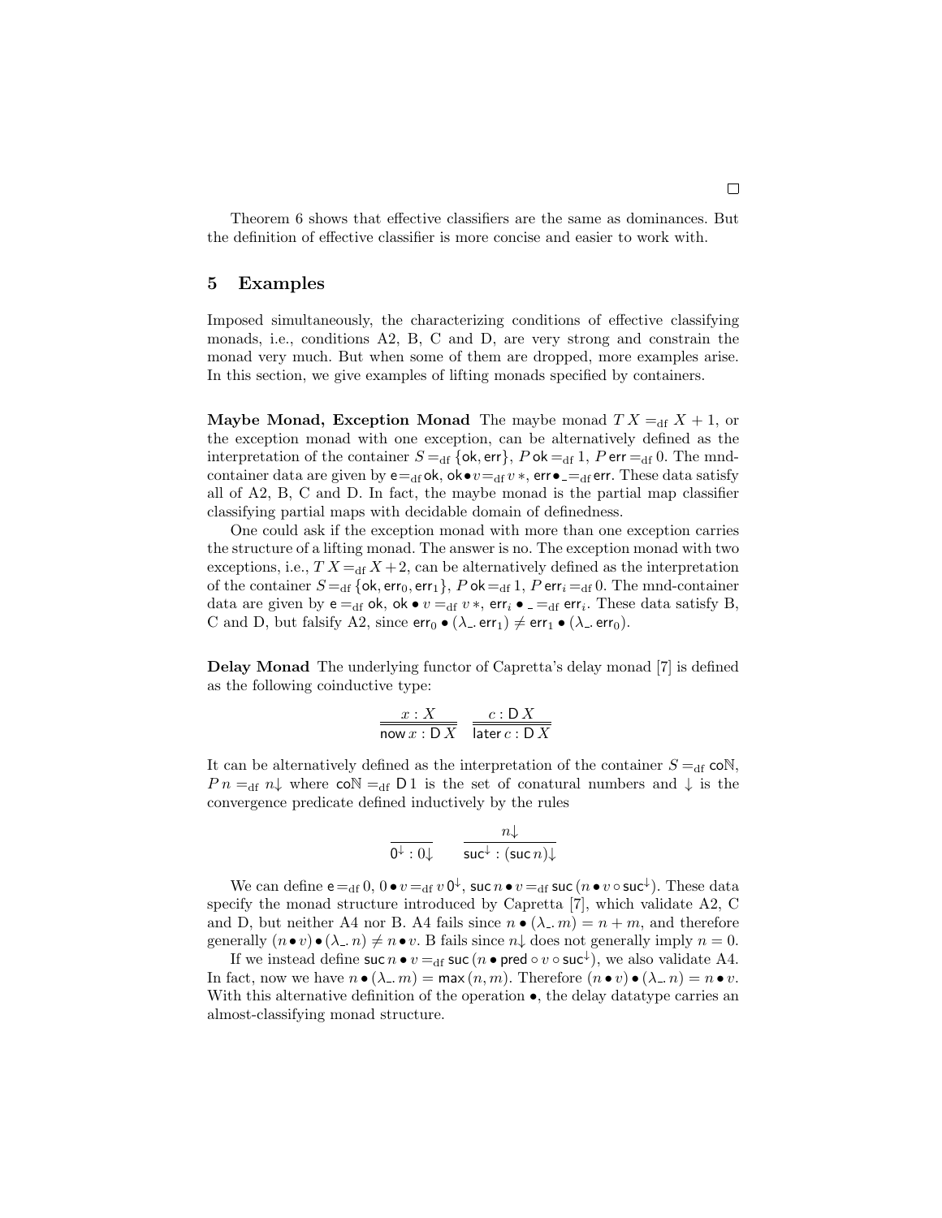□

Theorem 6 shows that effective classifiers are the same as dominances. But the definition of effective classifier is more concise and easier to work with.

## 5 Examples

Imposed simultaneously, the characterizing conditions of effective classifying monads, i.e., conditions A2, B, C and D, are very strong and constrain the monad very much. But when some of them are dropped, more examples arise. In this section, we give examples of lifting monads specified by containers.

**Maybe Monad, Exception Monad** The maybe monad $T\,X =_{\mathrm{df}} X + 1$, or the exception monad with one exception, can be alternatively defined as the interpretation of the container $S =_{\mathrm{df}} \{\mathsf{ok}, \mathsf{err}\}$, $P\,\mathsf{ok} =_{\mathrm{df}} 1$, $P\,\mathsf{err} =_{\mathrm{df}} 0$. The mnd-container data are given by $\mathsf{e} =_{\mathrm{df}} \mathsf{ok}$, $\mathsf{ok} \bullet v =_{\mathrm{df}} v\,*$, $\mathsf{err} \bullet \_ =_{\mathrm{df}} \mathsf{err}$. These data satisfy all of A2, B, C and D. In fact, the maybe monad is the partial map classifier classifying partial maps with decidable domain of definedness.

One could ask if the exception monad with more than one exception carries the structure of a lifting monad. The answer is no. The exception monad with two exceptions, i.e., $T\,X =_{\mathrm{df}} X + 2$, can be alternatively defined as the interpretation of the container $S =_{\mathrm{df}} \{\mathsf{ok}, \mathsf{err}_0, \mathsf{err}_1\}$, $P\,\mathsf{ok} =_{\mathrm{df}} 1$, $P\,\mathsf{err}_i =_{\mathrm{df}} 0$. The mnd-container data are given by $\mathsf{e} =_{\mathrm{df}} \mathsf{ok}$, $\mathsf{ok} \bullet v =_{\mathrm{df}} v\,*$, $\mathsf{err}_i \bullet \_ =_{\mathrm{df}} \mathsf{err}_i$. These data satisfy B, C and D, but falsify A2, since $\mathsf{err}_0 \bullet (\lambda\_.\,\mathsf{err}_1) \neq \mathsf{err}_1 \bullet (\lambda\_.\,\mathsf{err}_0)$.

**Delay Monad** The underlying functor of Capretta's delay monad [7] is defined as the following coinductive type:

$$\frac{x : X}{\mathsf{now}\,x : \mathsf{D}\,X} \qquad \frac{c : \mathsf{D}\,X}{\mathsf{later}\,c : \mathsf{D}\,X}$$

It can be alternatively defined as the interpretation of the container $S =_{\mathrm{df}} \mathsf{co}\mathbb{N}$, $P\,n =_{\mathrm{df}} n{\downarrow}$ where $\mathsf{co}\mathbb{N} =_{\mathrm{df}} \mathsf{D}\,1$ is the set of conatural numbers and $\downarrow$ is the convergence predicate defined inductively by the rules

$$\frac{}{0^{\downarrow} : 0{\downarrow}} \qquad \frac{n{\downarrow}}{\mathsf{suc}^{\downarrow} : (\mathsf{suc}\,n){\downarrow}}$$

We can define $\mathsf{e} =_{\mathrm{df}} 0$, $0 \bullet v =_{\mathrm{df}} v\,0^{\downarrow}$, $\mathsf{suc}\,n \bullet v =_{\mathrm{df}} \mathsf{suc}\,(n \bullet v \circ \mathsf{suc}^{\downarrow})$. These data specify the monad structure introduced by Capretta [7], which validate A2, C and D, but neither A4 nor B. A4 fails since $n \bullet (\lambda\_.\,m) = n + m$, and therefore generally $(n \bullet v) \bullet (\lambda\_.\,n) \neq n \bullet v$. B fails since $n{\downarrow}$ does not generally imply $n = 0$.

If we instead define $\mathsf{suc}\,n \bullet v =_{\mathrm{df}} \mathsf{suc}\,(n \bullet \mathsf{pred} \circ v \circ \mathsf{suc}^{\downarrow})$, we also validate A4. In fact, now we have $n \bullet (\lambda\_.\,m) = \mathsf{max}\,(n, m)$. Therefore $(n \bullet v) \bullet (\lambda\_.\,n) = n \bullet v$. With this alternative definition of the operation $\bullet$, the delay datatype carries an almost-classifying monad structure.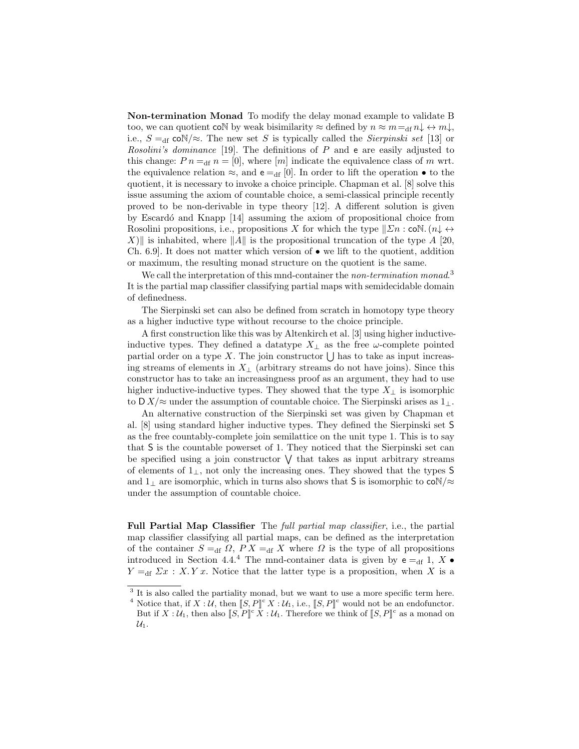**Non-termination Monad** To modify the delay monad example to validate B too, we can quotient $\mathsf{co}\mathbb{N}$ by weak bisimilarity $\approx$ defined by $n \approx m =_{\mathrm{df}} n{\downarrow} \leftrightarrow m{\downarrow}$, i.e., $S =_{\mathrm{df}} \mathsf{co}\mathbb{N}/{\approx}$. The new set $S$ is typically called the *Sierpinski set* [13] or *Rosolini's dominance* [19]. The definitions of $P$ and $\mathsf{e}$ are easily adjusted to this change: $P\,n =_{\mathrm{df}} n = [0]$, where $[m]$ indicate the equivalence class of $m$ wrt. the equivalence relation $\approx$, and $\mathsf{e} =_{\mathrm{df}} [0]$. In order to lift the operation $\bullet$ to the quotient, it is necessary to invoke a choice principle. Chapman et al. [8] solve this issue assuming the axiom of countable choice, a semi-classical principle recently proved to be non-derivable in type theory [12]. A different solution is given by Escardó and Knapp [14] assuming the axiom of propositional choice from Rosolini propositions, i.e., propositions $X$ for which the type $\|\Sigma n : \mathsf{co}\mathbb{N}.\,(n{\downarrow} \leftrightarrow X)\|$ is inhabited, where $\|A\|$ is the propositional truncation of the type $A$ [20, Ch. 6.9]. It does not matter which version of $\bullet$ we lift to the quotient, addition or maximum, the resulting monad structure on the quotient is the same.

We call the interpretation of this mnd-container the *non-termination monad*.[3] It is the partial map classifier classifying partial maps with semidecidable domain of definedness.

The Sierpinski set can also be defined from scratch in homotopy type theory as a higher inductive type without recourse to the choice principle.

A first construction like this was by Altenkirch et al. [3] using higher inductive-inductive types. They defined a datatype $X_\bot$ as the free $\omega$-complete pointed partial order on a type $X$. The join constructor $\bigcup$ has to take as input increasing streams of elements in $X_\bot$ (arbitrary streams do not have joins). Since this constructor has to take an increasingness proof as an argument, they had to use higher inductive-inductive types. They showed that the type $X_\bot$ is isomorphic to $\mathsf{D}\,X/{\approx}$ under the assumption of countable choice. The Sierpinski arises as $1_\bot$.

An alternative construction of the Sierpinski set was given by Chapman et al. [8] using standard higher inductive types. They defined the Sierpinski set $\mathsf{S}$ as the free countably-complete join semilattice on the unit type 1. This is to say that $\mathsf{S}$ is the countable powerset of 1. They noticed that the Sierpinski set can be specified using a join constructor $\bigvee$ that takes as input arbitrary streams of elements of $1_\bot$, not only the increasing ones. They showed that the types $\mathsf{S}$ and $1_\bot$ are isomorphic, which in turns also shows that $\mathsf{S}$ is isomorphic to $\mathsf{co}\mathbb{N}/{\approx}$ under the assumption of countable choice.

**Full Partial Map Classifier** The *full partial map classifier*, i.e., the partial map classifier classifying all partial maps, can be defined as the interpretation of the container $S =_{\mathrm{df}} \Omega$, $P\,X =_{\mathrm{df}} X$ where $\Omega$ is the type of all propositions introduced in Section 4.4.[4] The mnd-container data is given by $\mathsf{e} =_{\mathrm{df}} 1$, $X \bullet Y =_{\mathrm{df}} \Sigma x : X.\,Y\,x$. Notice that the latter type is a proposition, when $X$ is a

[3] It is also called the partiality monad, but we want to use a more specific term here.

[4] Notice that, if $X : \mathcal{U}$, then $[\![S,P]\!]^{\mathrm{c}}\,X : \mathcal{U}_1$, i.e., $[\![S,P]\!]^{\mathrm{c}}$ would not be an endofunctor. But if $X : \mathcal{U}_1$, then also $[\![S,P]\!]^{\mathrm{c}}\,X : \mathcal{U}_1$. Therefore we think of $[\![S,P]\!]^{\mathrm{c}}$ as a monad on $\mathcal{U}_1$.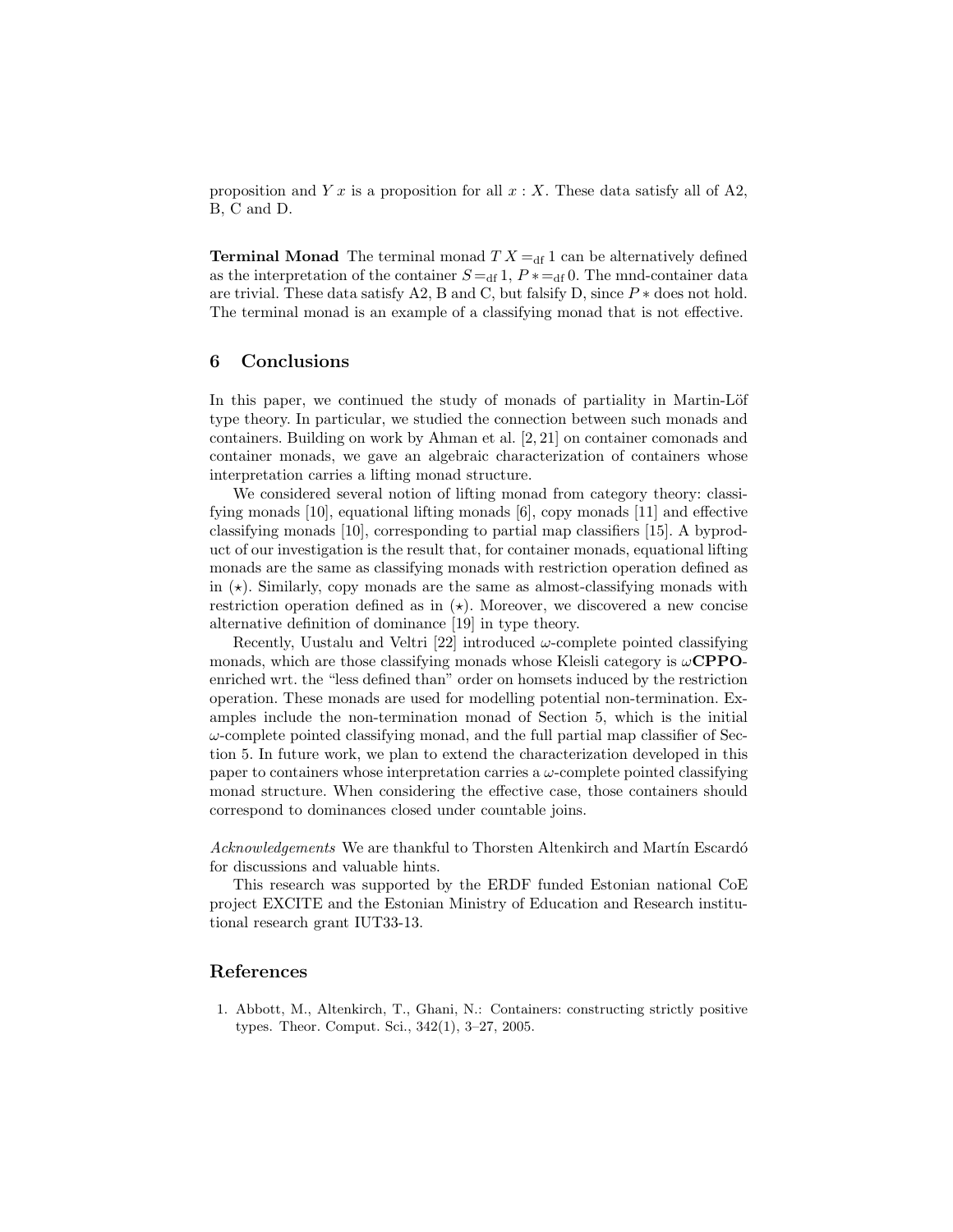proposition and $Y\,x$ is a proposition for all $x : X$. These data satisfy all of A2, B, C and D.

**Terminal Monad** The terminal monad $T\,X =_{\text{df}} 1$ can be alternatively defined as the interpretation of the container $S =_{\text{df}} 1$, $P\,* =_{\text{df}} 0$. The mnd-container data are trivial. These data satisfy A2, B and C, but falsify D, since $P\,*$ does not hold. The terminal monad is an example of a classifying monad that is not effective.

## 6 Conclusions

In this paper, we continued the study of monads of partiality in Martin-Löf type theory. In particular, we studied the connection between such monads and containers. Building on work by Ahman et al. [2, 21] on container comonads and container monads, we gave an algebraic characterization of containers whose interpretation carries a lifting monad structure.

We considered several notion of lifting monad from category theory: classifying monads [10], equational lifting monads [6], copy monads [11] and effective classifying monads [10], corresponding to partial map classifiers [15]. A byproduct of our investigation is the result that, for container monads, equational lifting monads are the same as classifying monads with restriction operation defined as in ($\star$). Similarly, copy monads are the same as almost-classifying monads with restriction operation defined as in ($\star$). Moreover, we discovered a new concise alternative definition of dominance [19] in type theory.

Recently, Uustalu and Veltri [22] introduced $\omega$-complete pointed classifying monads, which are those classifying monads whose Kleisli category is $\omega$**CPPO**-enriched wrt. the "less defined than" order on homsets induced by the restriction operation. These monads are used for modelling potential non-termination. Examples include the non-termination monad of Section 5, which is the initial $\omega$-complete pointed classifying monad, and the full partial map classifier of Section 5. In future work, we plan to extend the characterization developed in this paper to containers whose interpretation carries a $\omega$-complete pointed classifying monad structure. When considering the effective case, those containers should correspond to dominances closed under countable joins.

*Acknowledgements* We are thankful to Thorsten Altenkirch and Martín Escardó for discussions and valuable hints.

This research was supported by the ERDF funded Estonian national CoE project EXCITE and the Estonian Ministry of Education and Research institutional research grant IUT33-13.

## References

1. Abbott, M., Altenkirch, T., Ghani, N.: Containers: constructing strictly positive types. Theor. Comput. Sci., 342(1), 3–27, 2005.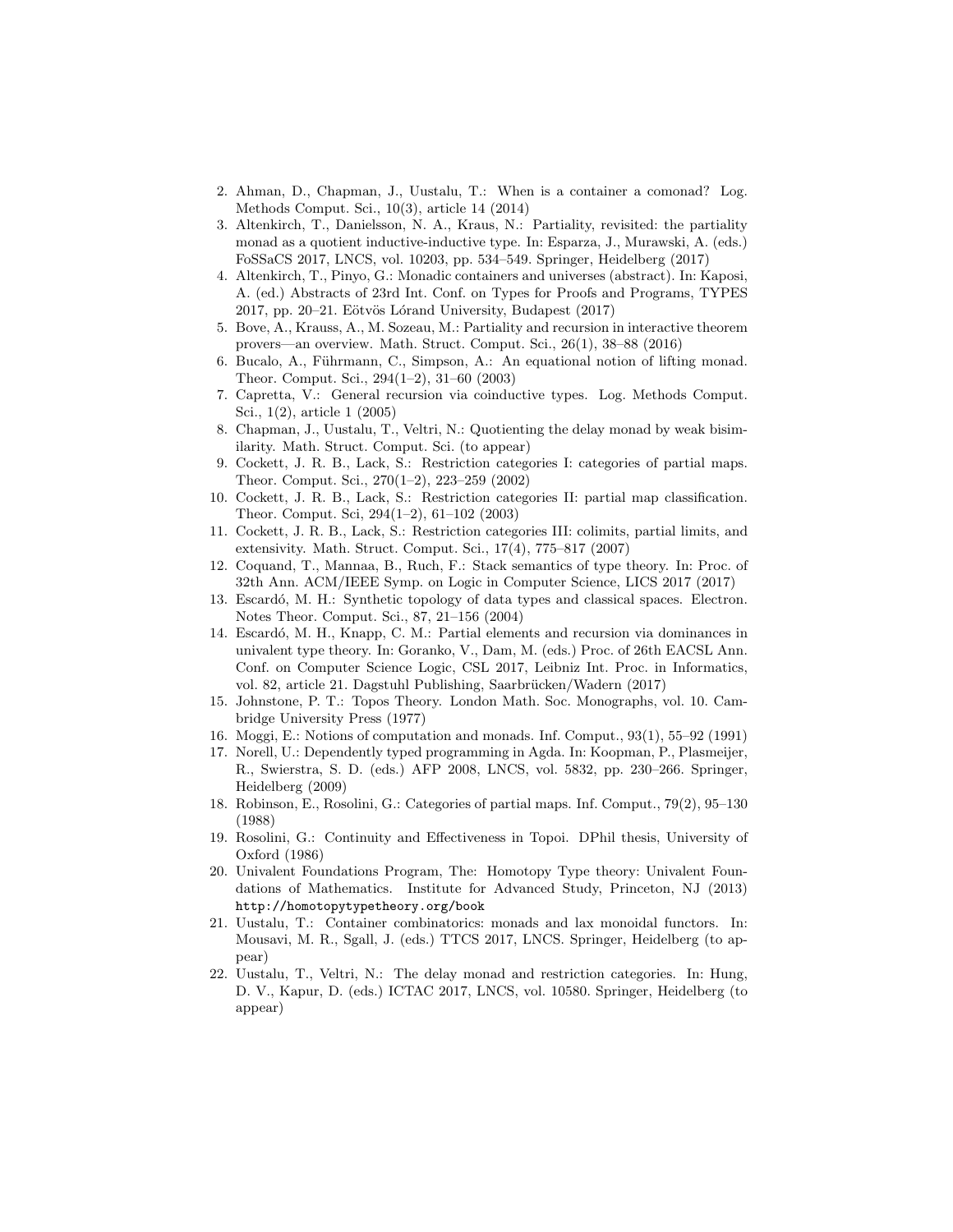2. Ahman, D., Chapman, J., Uustalu, T.: When is a container a comonad? Log. Methods Comput. Sci., 10(3), article 14 (2014)
3. Altenkirch, T., Danielsson, N. A., Kraus, N.: Partiality, revisited: the partiality monad as a quotient inductive-inductive type. In: Esparza, J., Murawski, A. (eds.) FoSSaCS 2017, LNCS, vol. 10203, pp. 534–549. Springer, Heidelberg (2017)
4. Altenkirch, T., Pinyo, G.: Monadic containers and universes (abstract). In: Kaposi, A. (ed.) Abstracts of 23rd Int. Conf. on Types for Proofs and Programs, TYPES 2017, pp. 20–21. Eötvös Lórand University, Budapest (2017)
5. Bove, A., Krauss, A., M. Sozeau, M.: Partiality and recursion in interactive theorem provers—an overview. Math. Struct. Comput. Sci., 26(1), 38–88 (2016)
6. Bucalo, A., Führmann, C., Simpson, A.: An equational notion of lifting monad. Theor. Comput. Sci., 294(1–2), 31–60 (2003)
7. Capretta, V.: General recursion via coinductive types. Log. Methods Comput. Sci., 1(2), article 1 (2005)
8. Chapman, J., Uustalu, T., Veltri, N.: Quotienting the delay monad by weak bisimilarity. Math. Struct. Comput. Sci. (to appear)
9. Cockett, J. R. B., Lack, S.: Restriction categories I: categories of partial maps. Theor. Comput. Sci., 270(1–2), 223–259 (2002)
10. Cockett, J. R. B., Lack, S.: Restriction categories II: partial map classification. Theor. Comput. Sci, 294(1–2), 61–102 (2003)
11. Cockett, J. R. B., Lack, S.: Restriction categories III: colimits, partial limits, and extensivity. Math. Struct. Comput. Sci., 17(4), 775–817 (2007)
12. Coquand, T., Mannaa, B., Ruch, F.: Stack semantics of type theory. In: Proc. of 32th Ann. ACM/IEEE Symp. on Logic in Computer Science, LICS 2017 (2017)
13. Escardó, M. H.: Synthetic topology of data types and classical spaces. Electron. Notes Theor. Comput. Sci., 87, 21–156 (2004)
14. Escardó, M. H., Knapp, C. M.: Partial elements and recursion via dominances in univalent type theory. In: Goranko, V., Dam, M. (eds.) Proc. of 26th EACSL Ann. Conf. on Computer Science Logic, CSL 2017, Leibniz Int. Proc. in Informatics, vol. 82, article 21. Dagstuhl Publishing, Saarbrücken/Wadern (2017)
15. Johnstone, P. T.: Topos Theory. London Math. Soc. Monographs, vol. 10. Cambridge University Press (1977)
16. Moggi, E.: Notions of computation and monads. Inf. Comput., 93(1), 55–92 (1991)
17. Norell, U.: Dependently typed programming in Agda. In: Koopman, P., Plasmeijer, R., Swierstra, S. D. (eds.) AFP 2008, LNCS, vol. 5832, pp. 230–266. Springer, Heidelberg (2009)
18. Robinson, E., Rosolini, G.: Categories of partial maps. Inf. Comput., 79(2), 95–130 (1988)
19. Rosolini, G.: Continuity and Effectiveness in Topoi. DPhil thesis, University of Oxford (1986)
20. Univalent Foundations Program, The: Homotopy Type theory: Univalent Foundations of Mathematics. Institute for Advanced Study, Princeton, NJ (2013) http://homotopytypetheory.org/book
21. Uustalu, T.: Container combinatorics: monads and lax monoidal functors. In: Mousavi, M. R., Sgall, J. (eds.) TTCS 2017, LNCS. Springer, Heidelberg (to appear)
22. Uustalu, T., Veltri, N.: The delay monad and restriction categories. In: Hung, D. V., Kapur, D. (eds.) ICTAC 2017, LNCS, vol. 10580. Springer, Heidelberg (to appear)